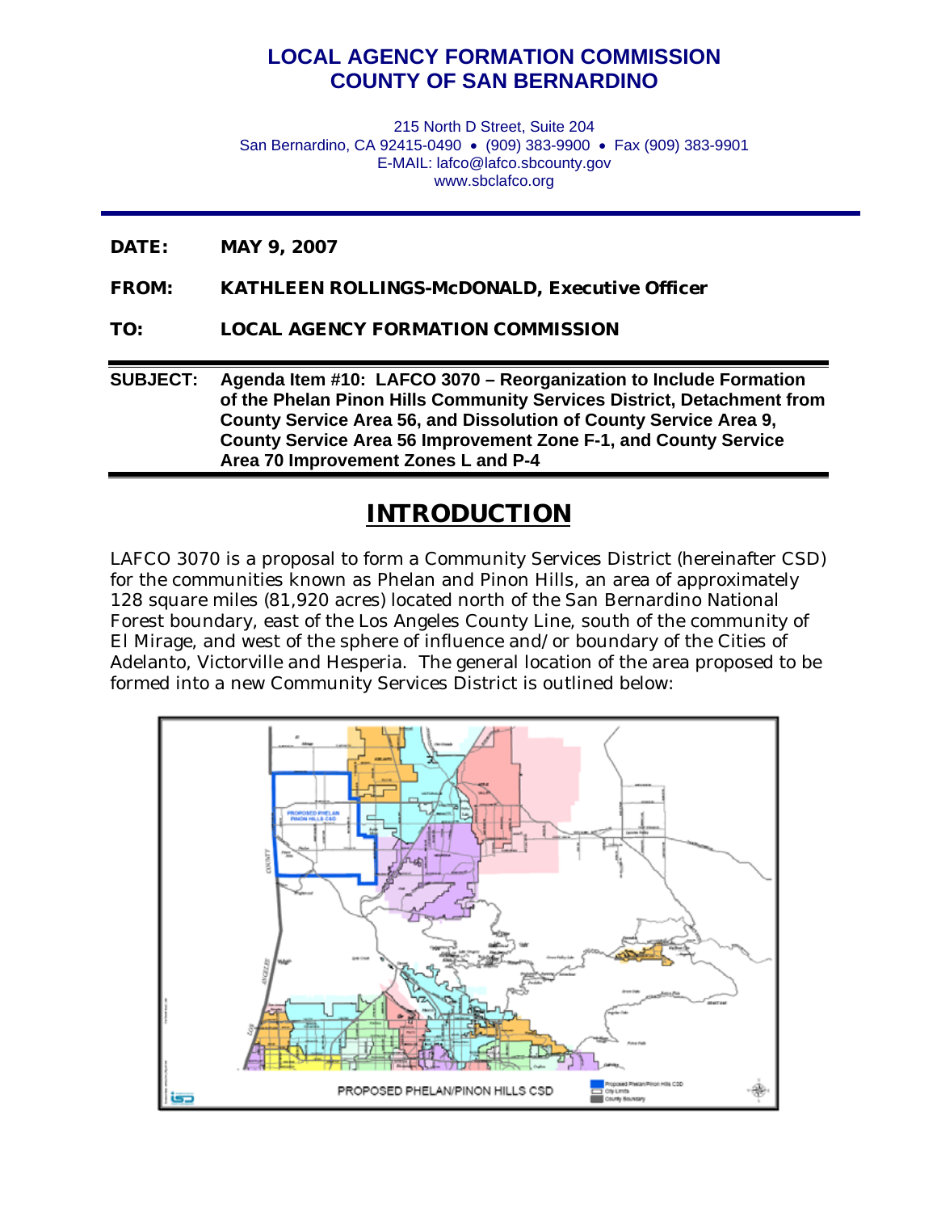# LOCAL AGENCY FORMATION COMMISSION
# COUNTY OF SAN BERNARDINO

215 North D Street, Suite 204
San Bernardino, CA 92415-0490 • (909) 383-9900 • Fax (909) 383-9901
E-MAIL: lafco@lafco.sbcounty.gov
www.sbclafco.org

---

**DATE:** MAY 9, 2007

**FROM:** KATHLEEN ROLLINGS-McDONALD, Executive Officer

**TO:** LOCAL AGENCY FORMATION COMMISSION

---

**SUBJECT:** **Agenda Item #10: LAFCO 3070 – Reorganization to Include Formation of the Phelan Pinon Hills Community Services District, Detachment from County Service Area 56, and Dissolution of County Service Area 9, County Service Area 56 Improvement Zone F-1, and County Service Area 70 Improvement Zones L and P-4**

---

## INTRODUCTION

LAFCO 3070 is a proposal to form a Community Services District (hereinafter CSD) for the communities known as Phelan and Pinon Hills, an area of approximately 128 square miles (81,920 acres) located north of the San Bernardino National Forest boundary, east of the Los Angeles County Line, south of the community of El Mirage, and west of the sphere of influence and/or boundary of the Cities of Adelanto, Victorville and Hesperia. The general location of the area proposed to be formed into a new Community Services District is outlined below:

PROPOSED PHELAN/PINON HILLS CSD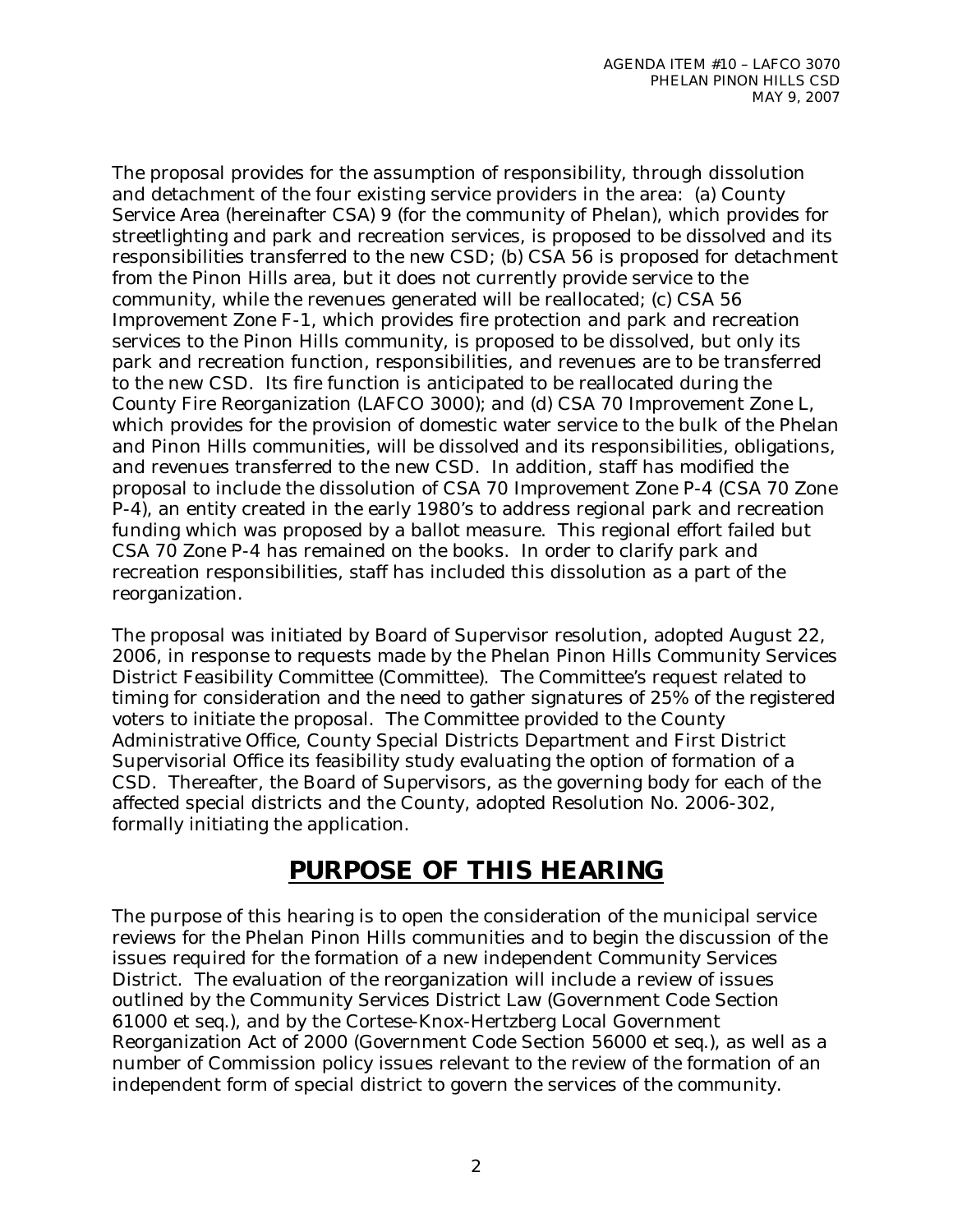The proposal provides for the assumption of responsibility, through dissolution and detachment of the four existing service providers in the area: (a) County Service Area (hereinafter CSA) 9 (for the community of Phelan), which provides for streetlighting and park and recreation services, is proposed to be dissolved and its responsibilities transferred to the new CSD; (b) CSA 56 is proposed for detachment from the Pinon Hills area, but it does not currently provide service to the community, while the revenues generated will be reallocated; (c) CSA 56 Improvement Zone F-1, which provides fire protection and park and recreation services to the Pinon Hills community, is proposed to be dissolved, but only its park and recreation function, responsibilities, and revenues are to be transferred to the new CSD. Its fire function is anticipated to be reallocated during the County Fire Reorganization (LAFCO 3000); and (d) CSA 70 Improvement Zone L, which provides for the provision of domestic water service to the bulk of the Phelan and Pinon Hills communities, will be dissolved and its responsibilities, obligations, and revenues transferred to the new CSD. In addition, staff has modified the proposal to include the dissolution of CSA 70 Improvement Zone P-4 (CSA 70 Zone P-4), an entity created in the early 1980's to address regional park and recreation funding which was proposed by a ballot measure. This regional effort failed but CSA 70 Zone P-4 has remained on the books. In order to clarify park and recreation responsibilities, staff has included this dissolution as a part of the reorganization.

The proposal was initiated by Board of Supervisor resolution, adopted August 22, 2006, in response to requests made by the Phelan Pinon Hills Community Services District Feasibility Committee (Committee). The Committee's request related to timing for consideration and the need to gather signatures of 25% of the registered voters to initiate the proposal. The Committee provided to the County Administrative Office, County Special Districts Department and First District Supervisorial Office its feasibility study evaluating the option of formation of a CSD. Thereafter, the Board of Supervisors, as the governing body for each of the affected special districts and the County, adopted Resolution No. 2006-302, formally initiating the application.

## PURPOSE OF THIS HEARING

The purpose of this hearing is to open the consideration of the municipal service reviews for the Phelan Pinon Hills communities and to begin the discussion of the issues required for the formation of a new independent Community Services District. The evaluation of the reorganization will include a review of issues outlined by the Community Services District Law (Government Code Section 61000 et seq.), and by the Cortese-Knox-Hertzberg Local Government Reorganization Act of 2000 (Government Code Section 56000 et seq.), as well as a number of Commission policy issues relevant to the review of the formation of an independent form of special district to govern the services of the community.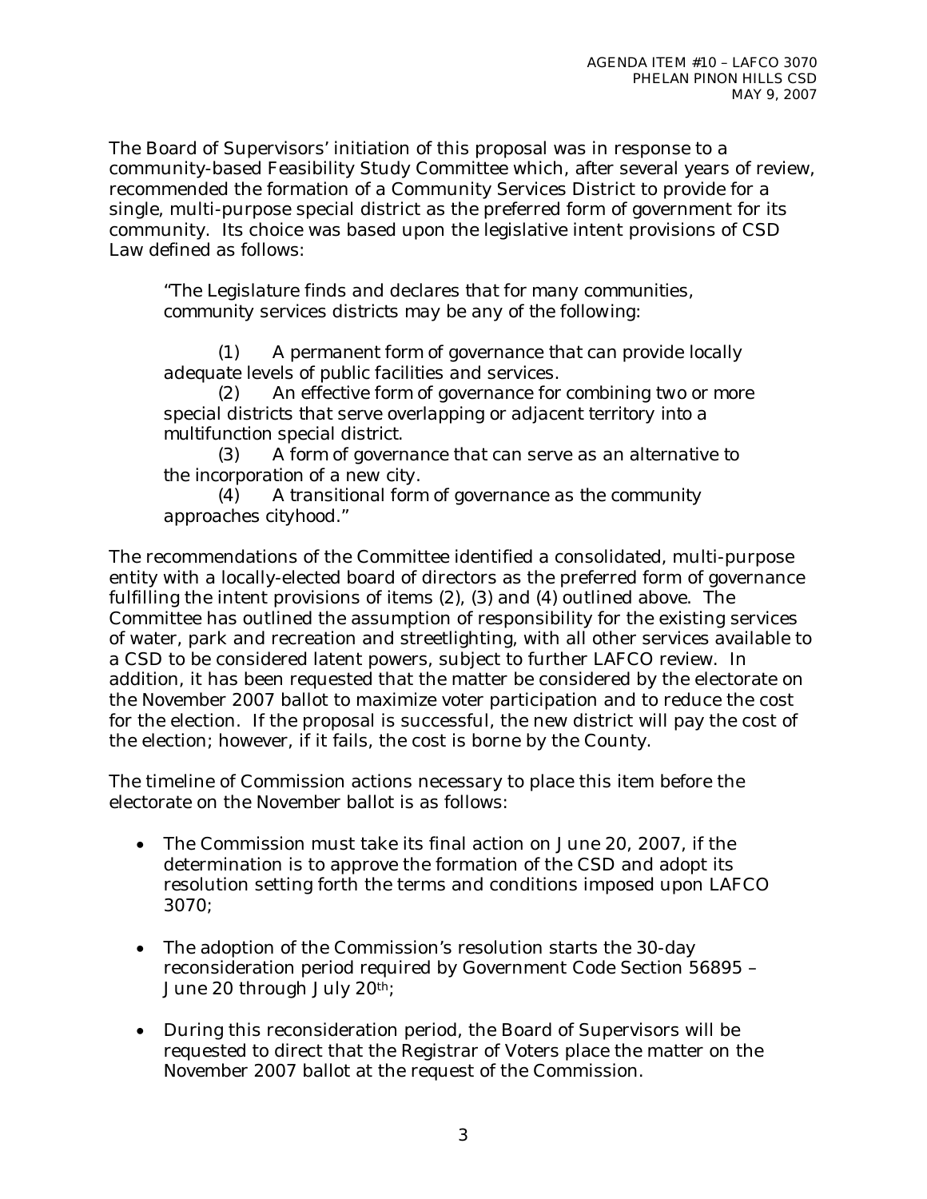The Board of Supervisors' initiation of this proposal was in response to a community-based Feasibility Study Committee which, after several years of review, recommended the formation of a Community Services District to provide for a single, multi-purpose special district as the preferred form of government for its community. Its choice was based upon the legislative intent provisions of CSD Law defined as follows:

> "The Legislature finds and declares that for many communities, community services districts may be any of the following:
>
> (1) A permanent form of governance that can provide locally adequate levels of public facilities and services.
> (2) An effective form of governance for combining two or more special districts that serve overlapping or adjacent territory into a multifunction special district.
> (3) A form of governance that can serve as an alternative to the incorporation of a new city.
> (4) A transitional form of governance as the community approaches cityhood."

The recommendations of the Committee identified a consolidated, multi-purpose entity with a locally-elected board of directors as the preferred form of governance fulfilling the intent provisions of items (2), (3) and (4) outlined above. The Committee has outlined the assumption of responsibility for the existing services of water, park and recreation and streetlighting, with all other services available to a CSD to be considered latent powers, subject to further LAFCO review. In addition, it has been requested that the matter be considered by the electorate on the November 2007 ballot to maximize voter participation and to reduce the cost for the election. If the proposal is successful, the new district will pay the cost of the election; however, if it fails, the cost is borne by the County.

The timeline of Commission actions necessary to place this item before the electorate on the November ballot is as follows:

- The Commission must take its final action on June 20, 2007, if the determination is to approve the formation of the CSD and adopt its resolution setting forth the terms and conditions imposed upon LAFCO 3070;
- The adoption of the Commission's resolution starts the 30-day reconsideration period required by Government Code Section 56895 – June 20 through July 20th;
- During this reconsideration period, the Board of Supervisors will be requested to direct that the Registrar of Voters place the matter on the November 2007 ballot at the request of the Commission.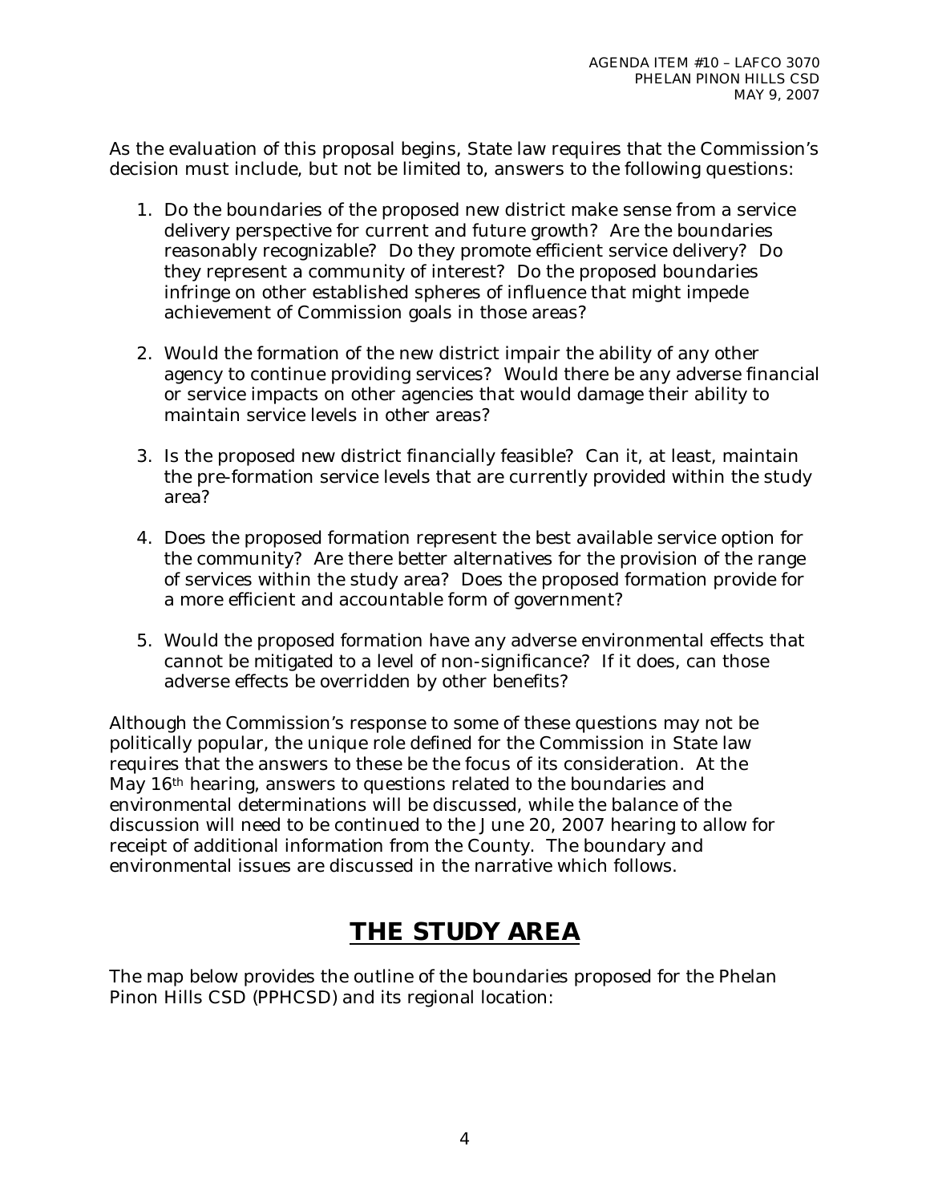As the evaluation of this proposal begins, State law requires that the Commission's decision must include, but not be limited to, answers to the following questions:

1. Do the boundaries of the proposed new district make sense from a service delivery perspective for current and future growth? Are the boundaries reasonably recognizable? Do they promote efficient service delivery? Do they represent a community of interest? Do the proposed boundaries infringe on other established spheres of influence that might impede achievement of Commission goals in those areas?

2. Would the formation of the new district impair the ability of any other agency to continue providing services? Would there be any adverse financial or service impacts on other agencies that would damage their ability to maintain service levels in other areas?

3. Is the proposed new district financially feasible? Can it, at least, maintain the pre-formation service levels that are currently provided within the study area?

4. Does the proposed formation represent the best available service option for the community? Are there better alternatives for the provision of the range of services within the study area? Does the proposed formation provide for a more efficient and accountable form of government?

5. Would the proposed formation have any adverse environmental effects that cannot be mitigated to a level of non-significance? If it does, can those adverse effects be overridden by other benefits?

Although the Commission's response to some of these questions may not be politically popular, the unique role defined for the Commission in State law requires that the answers to these be the focus of its consideration. At the May 16th hearing, answers to questions related to the boundaries and environmental determinations will be discussed, while the balance of the discussion will need to be continued to the June 20, 2007 hearing to allow for receipt of additional information from the County. The boundary and environmental issues are discussed in the narrative which follows.

# **THE STUDY AREA**

The map below provides the outline of the boundaries proposed for the Phelan Pinon Hills CSD (PPHCSD) and its regional location: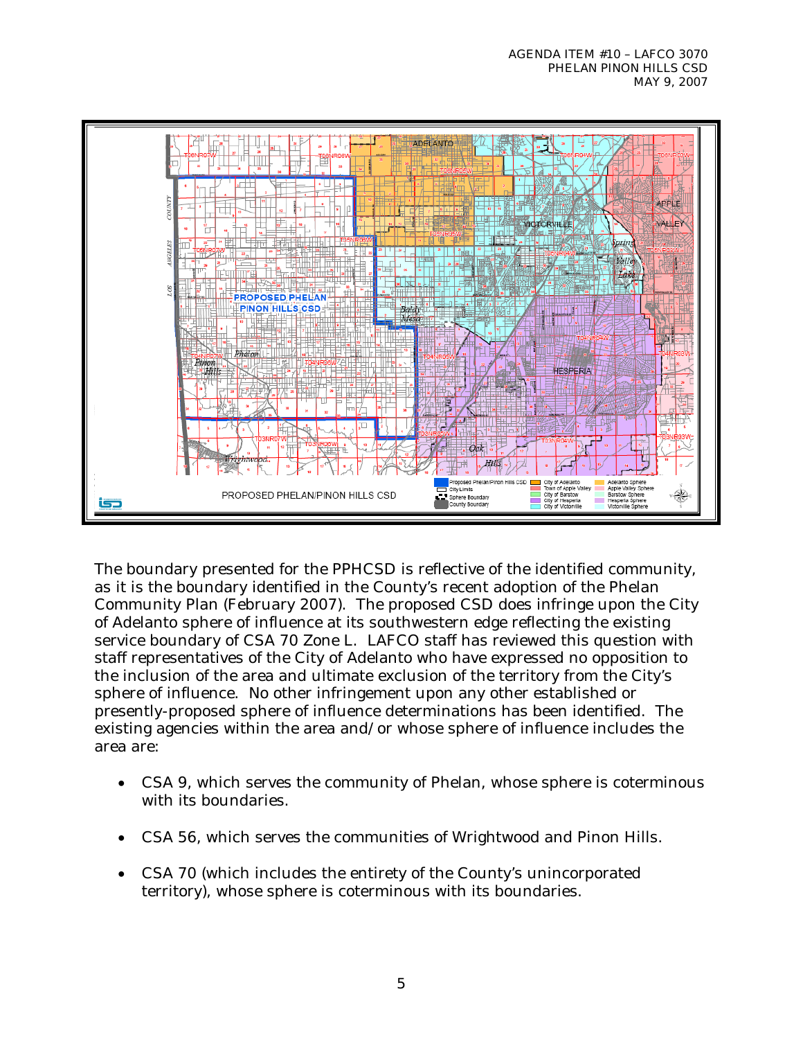The boundary presented for the PPHCSD is reflective of the identified community, as it is the boundary identified in the County's recent adoption of the Phelan Community Plan (February 2007). The proposed CSD does infringe upon the City of Adelanto sphere of influence at its southwestern edge reflecting the existing service boundary of CSA 70 Zone L. LAFCO staff has reviewed this question with staff representatives of the City of Adelanto who have expressed no opposition to the inclusion of the area and ultimate exclusion of the territory from the City's sphere of influence. No other infringement upon any other established or presently-proposed sphere of influence determinations has been identified. The existing agencies within the area and/or whose sphere of influence includes the area are:

- CSA 9, which serves the community of Phelan, whose sphere is coterminous with its boundaries.
- CSA 56, which serves the communities of Wrightwood and Pinon Hills.
- CSA 70 (which includes the entirety of the County's unincorporated territory), whose sphere is coterminous with its boundaries.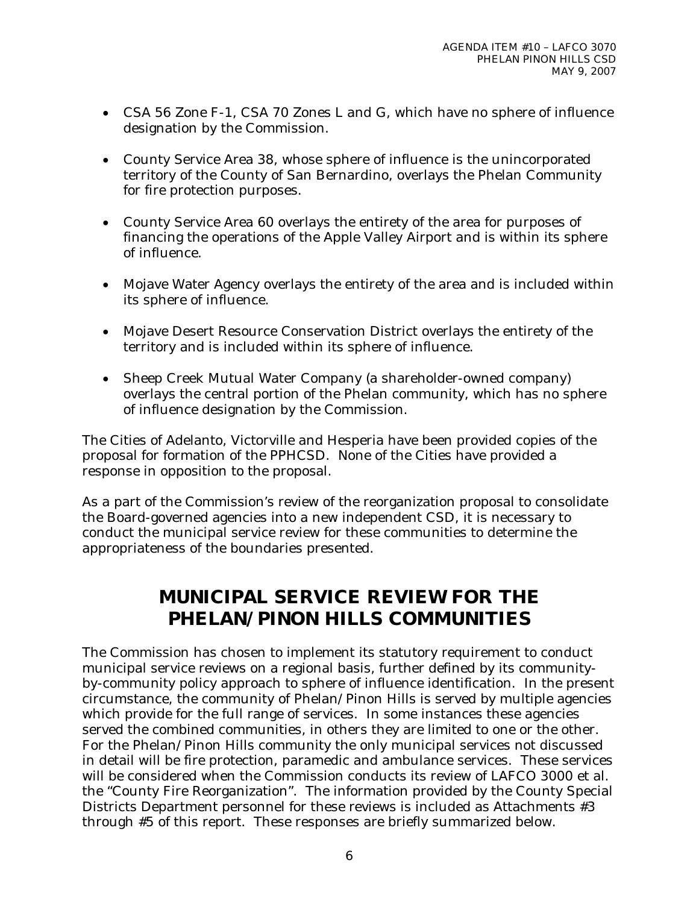- CSA 56 Zone F-1, CSA 70 Zones L and G, which have no sphere of influence designation by the Commission.

- County Service Area 38, whose sphere of influence is the unincorporated territory of the County of San Bernardino, overlays the Phelan Community for fire protection purposes.

- County Service Area 60 overlays the entirety of the area for purposes of financing the operations of the Apple Valley Airport and is within its sphere of influence.

- Mojave Water Agency overlays the entirety of the area and is included within its sphere of influence.

- Mojave Desert Resource Conservation District overlays the entirety of the territory and is included within its sphere of influence.

- Sheep Creek Mutual Water Company (a shareholder-owned company) overlays the central portion of the Phelan community, which has no sphere of influence designation by the Commission.

The Cities of Adelanto, Victorville and Hesperia have been provided copies of the proposal for formation of the PPHCSD. None of the Cities have provided a response in opposition to the proposal.

As a part of the Commission's review of the reorganization proposal to consolidate the Board-governed agencies into a new independent CSD, it is necessary to conduct the municipal service review for these communities to determine the appropriateness of the boundaries presented.

# MUNICIPAL SERVICE REVIEW FOR THE PHELAN/PINON HILLS COMMUNITIES

The Commission has chosen to implement its statutory requirement to conduct municipal service reviews on a regional basis, further defined by its community-by-community policy approach to sphere of influence identification. In the present circumstance, the community of Phelan/Pinon Hills is served by multiple agencies which provide for the full range of services. In some instances these agencies served the combined communities, in others they are limited to one or the other. For the Phelan/Pinon Hills community the only municipal services not discussed in detail will be fire protection, paramedic and ambulance services. These services will be considered when the Commission conducts its review of LAFCO 3000 et al. the "County Fire Reorganization". The information provided by the County Special Districts Department personnel for these reviews is included as Attachments #3 through #5 of this report. These responses are briefly summarized below.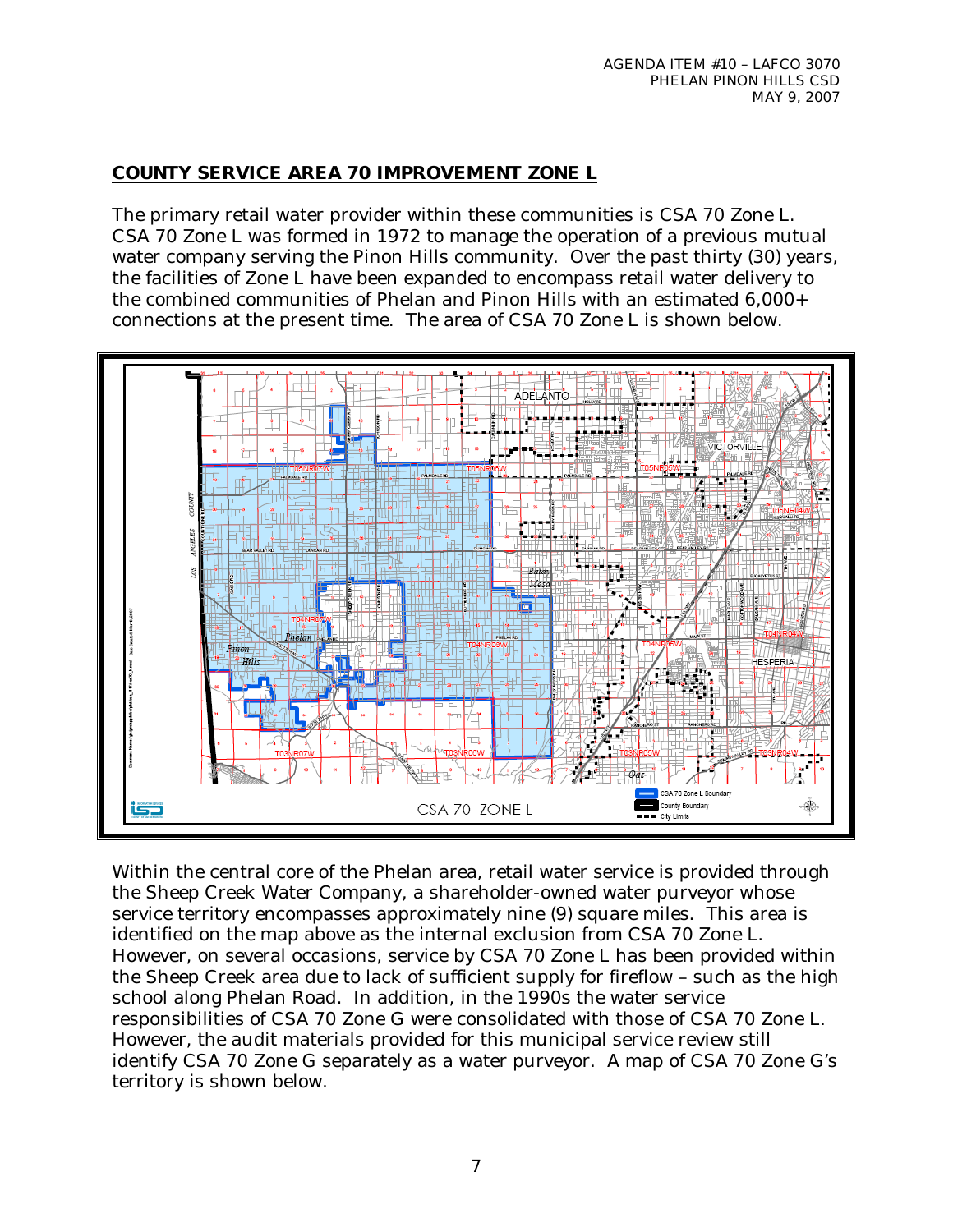## COUNTY SERVICE AREA 70 IMPROVEMENT ZONE L

The primary retail water provider within these communities is CSA 70 Zone L. CSA 70 Zone L was formed in 1972 to manage the operation of a previous mutual water company serving the Pinon Hills community. Over the past thirty (30) years, the facilities of Zone L have been expanded to encompass retail water delivery to the combined communities of Phelan and Pinon Hills with an estimated 6,000+ connections at the present time. The area of CSA 70 Zone L is shown below.

Within the central core of the Phelan area, retail water service is provided through the Sheep Creek Water Company, a shareholder-owned water purveyor whose service territory encompasses approximately nine (9) square miles. This area is identified on the map above as the internal exclusion from CSA 70 Zone L. However, on several occasions, service by CSA 70 Zone L has been provided within the Sheep Creek area due to lack of sufficient supply for fireflow – such as the high school along Phelan Road. In addition, in the 1990s the water service responsibilities of CSA 70 Zone G were consolidated with those of CSA 70 Zone L. However, the audit materials provided for this municipal service review still identify CSA 70 Zone G separately as a water purveyor. A map of CSA 70 Zone G's territory is shown below.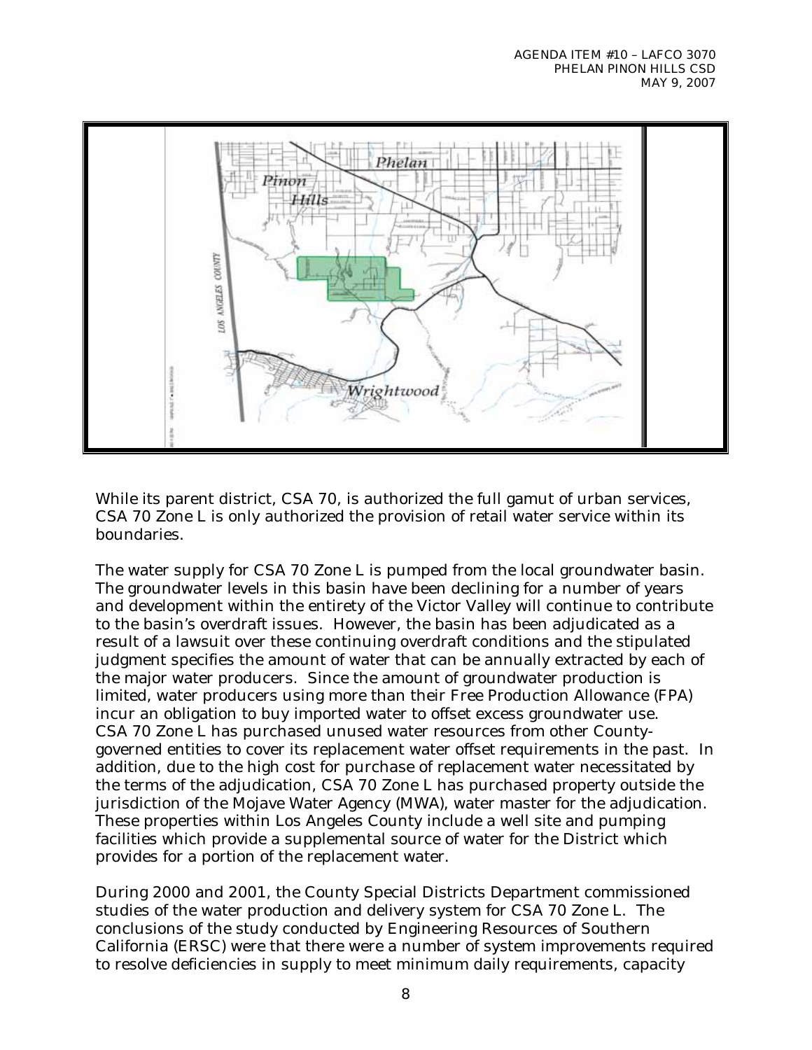While its parent district, CSA 70, is authorized the full gamut of urban services, CSA 70 Zone L is only authorized the provision of retail water service within its boundaries.

The water supply for CSA 70 Zone L is pumped from the local groundwater basin. The groundwater levels in this basin have been declining for a number of years and development within the entirety of the Victor Valley will continue to contribute to the basin's overdraft issues. However, the basin has been adjudicated as a result of a lawsuit over these continuing overdraft conditions and the stipulated judgment specifies the amount of water that can be annually extracted by each of the major water producers. Since the amount of groundwater production is limited, water producers using more than their Free Production Allowance (FPA) incur an obligation to buy imported water to offset excess groundwater use. CSA 70 Zone L has purchased unused water resources from other County-governed entities to cover its replacement water offset requirements in the past. In addition, due to the high cost for purchase of replacement water necessitated by the terms of the adjudication, CSA 70 Zone L has purchased property outside the jurisdiction of the Mojave Water Agency (MWA), water master for the adjudication. These properties within Los Angeles County include a well site and pumping facilities which provide a supplemental source of water for the District which provides for a portion of the replacement water.

During 2000 and 2001, the County Special Districts Department commissioned studies of the water production and delivery system for CSA 70 Zone L. The conclusions of the study conducted by Engineering Resources of Southern California (ERSC) were that there were a number of system improvements required to resolve deficiencies in supply to meet minimum daily requirements, capacity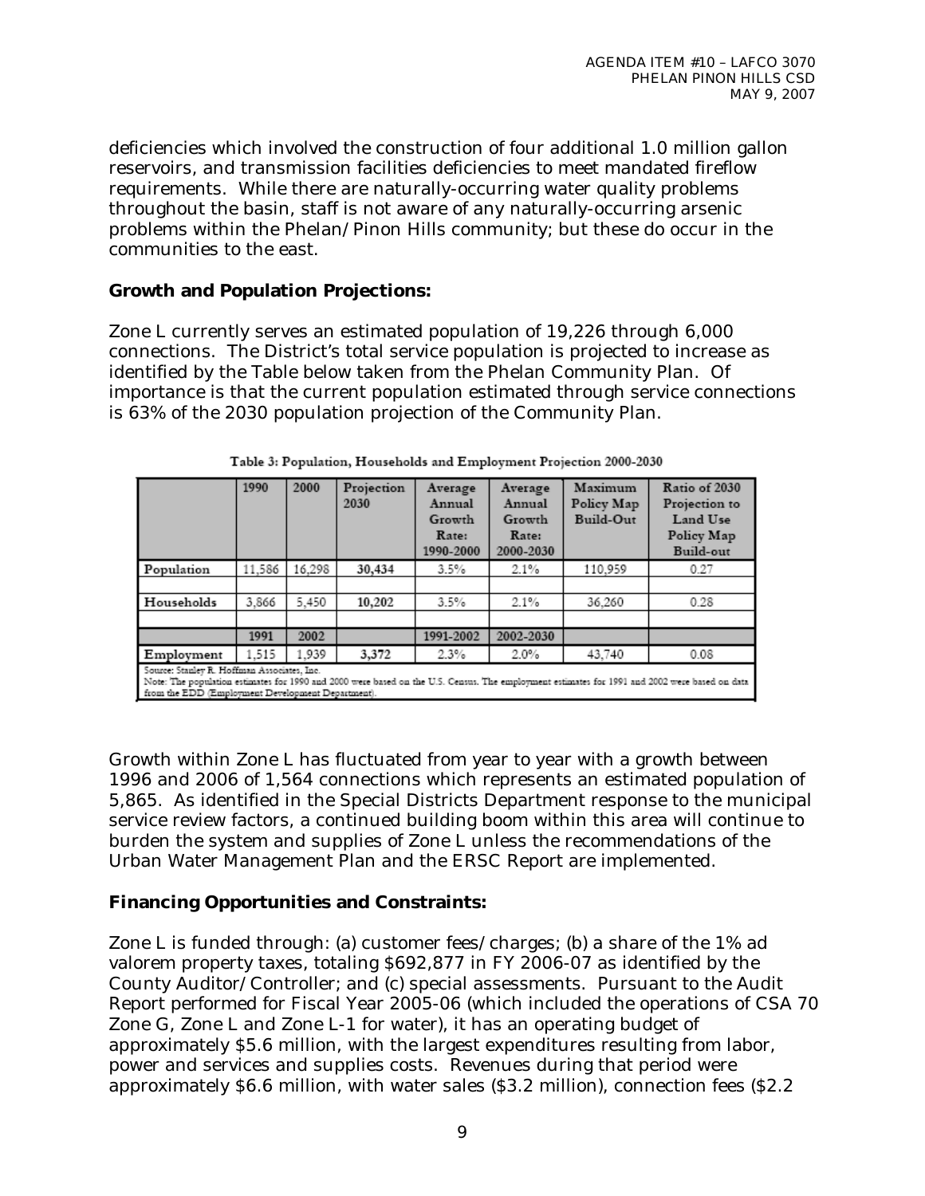deficiencies which involved the construction of four additional 1.0 million gallon reservoirs, and transmission facilities deficiencies to meet mandated fireflow requirements. While there are naturally-occurring water quality problems throughout the basin, staff is not aware of any naturally-occurring arsenic problems within the Phelan/Pinon Hills community; but these do occur in the communities to the east.

**Growth and Population Projections:**

Zone L currently serves an estimated population of 19,226 through 6,000 connections. The District's total service population is projected to increase as identified by the Table below taken from the Phelan Community Plan. Of importance is that the current population estimated through service connections is 63% of the 2030 population projection of the Community Plan.

Table 3: Population, Households and Employment Projection 2000-2030

| | 1990 | 2000 | Projection 2030 | Average Annual Growth Rate: 1990-2000 | Average Annual Growth Rate: 2000-2030 | Maximum Policy Map Build-Out | Ratio of 2030 Projection to Land Use Policy Map Build-out |
|---|---|---|---|---|---|---|---|
| Population | 11,586 | 16,298 | **30,434** | 3.5% | 2.1% | 110,959 | 0.27 |
| | | | | | | | |
| Households | 3,866 | 5,450 | **10,202** | 3.5% | 2.1% | 36,260 | 0.28 |
| | | | | | | | |
| | **1991** | **2002** | | **1991-2002** | **2002-2030** | | |
| Employment | 1,515 | 1,939 | **3,372** | 2.3% | 2.0% | 43,740 | 0.08 |

Source: Stanley R. Hoffman Associates, Inc.
Note: The population estimates for 1990 and 2000 were based on the U.S. Census. The employment estimates for 1991 and 2002 were based on data from the EDD (Employment Development Department).

Growth within Zone L has fluctuated from year to year with a growth between 1996 and 2006 of 1,564 connections which represents an estimated population of 5,865. As identified in the Special Districts Department response to the municipal service review factors, a continued building boom within this area will continue to burden the system and supplies of Zone L unless the recommendations of the Urban Water Management Plan and the ERSC Report are implemented.

**Financing Opportunities and Constraints:**

Zone L is funded through: (a) customer fees/charges; (b) a share of the 1% ad valorem property taxes, totaling $692,877 in FY 2006-07 as identified by the County Auditor/Controller; and (c) special assessments. Pursuant to the Audit Report performed for Fiscal Year 2005-06 (which included the operations of CSA 70 Zone G, Zone L and Zone L-1 for water), it has an operating budget of approximately $5.6 million, with the largest expenditures resulting from labor, power and services and supplies costs. Revenues during that period were approximately $6.6 million, with water sales ($3.2 million), connection fees ($2.2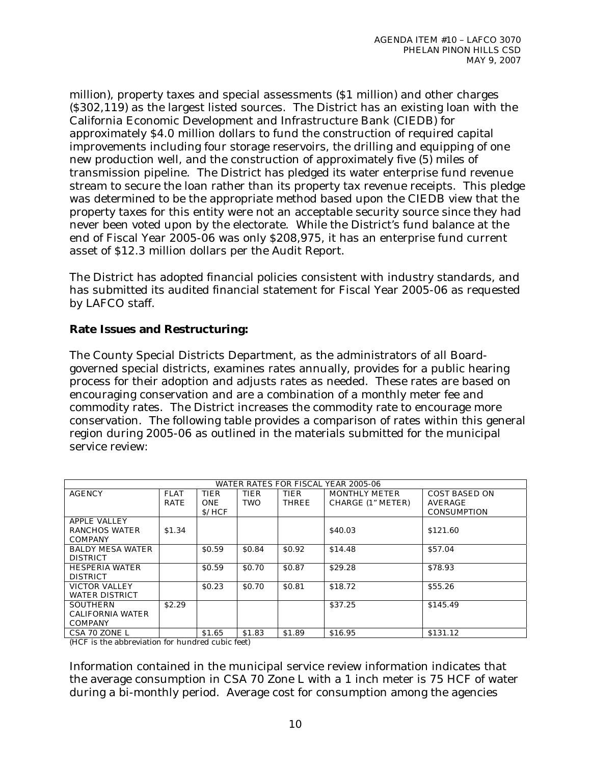million), property taxes and special assessments ($1 million) and other charges ($302,119) as the largest listed sources. The District has an existing loan with the California Economic Development and Infrastructure Bank (CIEDB) for approximately $4.0 million dollars to fund the construction of required capital improvements including four storage reservoirs, the drilling and equipping of one new production well, and the construction of approximately five (5) miles of transmission pipeline. The District has pledged its water enterprise fund revenue stream to secure the loan rather than its property tax revenue receipts. This pledge was determined to be the appropriate method based upon the CIEDB view that the property taxes for this entity were not an acceptable security source since they had never been voted upon by the electorate. While the District's fund balance at the end of Fiscal Year 2005-06 was only $208,975, it has an enterprise fund current asset of $12.3 million dollars per the Audit Report.

The District has adopted financial policies consistent with industry standards, and has submitted its audited financial statement for Fiscal Year 2005-06 as requested by LAFCO staff.

**Rate Issues and Restructuring:**

The County Special Districts Department, as the administrators of all Board-governed special districts, examines rates annually, provides for a public hearing process for their adoption and adjusts rates as needed. These rates are based on encouraging conservation and are a combination of a monthly meter fee and commodity rates. The District increases the commodity rate to encourage more conservation. The following table provides a comparison of rates within this general region during 2005-06 as outlined in the materials submitted for the municipal service review:

| WATER RATES FOR FISCAL YEAR 2005-06 | | | | | | |
|---|---|---|---|---|---|---|
| AGENCY | FLAT RATE | TIER ONE $/HCF | TIER TWO | TIER THREE | MONTHLY METER CHARGE (1" METER) | COST BASED ON AVERAGE CONSUMPTION |
| APPLE VALLEY RANCHOS WATER COMPANY | $1.34 | | | | $40.03 | $121.60 |
| BALDY MESA WATER DISTRICT | | $0.59 | $0.84 | $0.92 | $14.48 | $57.04 |
| HESPERIA WATER DISTRICT | | $0.59 | $0.70 | $0.87 | $29.28 | $78.93 |
| VICTOR VALLEY WATER DISTRICT | | $0.23 | $0.70 | $0.81 | $18.72 | $55.26 |
| SOUTHERN CALIFORNIA WATER COMPANY | $2.29 | | | | $37.25 | $145.49 |
| CSA 70 ZONE L | | $1.65 | $1.83 | $1.89 | $16.95 | $131.12 |

(HCF is the abbreviation for hundred cubic feet)

Information contained in the municipal service review information indicates that the average consumption in CSA 70 Zone L with a 1 inch meter is 75 HCF of water during a bi-monthly period. Average cost for consumption among the agencies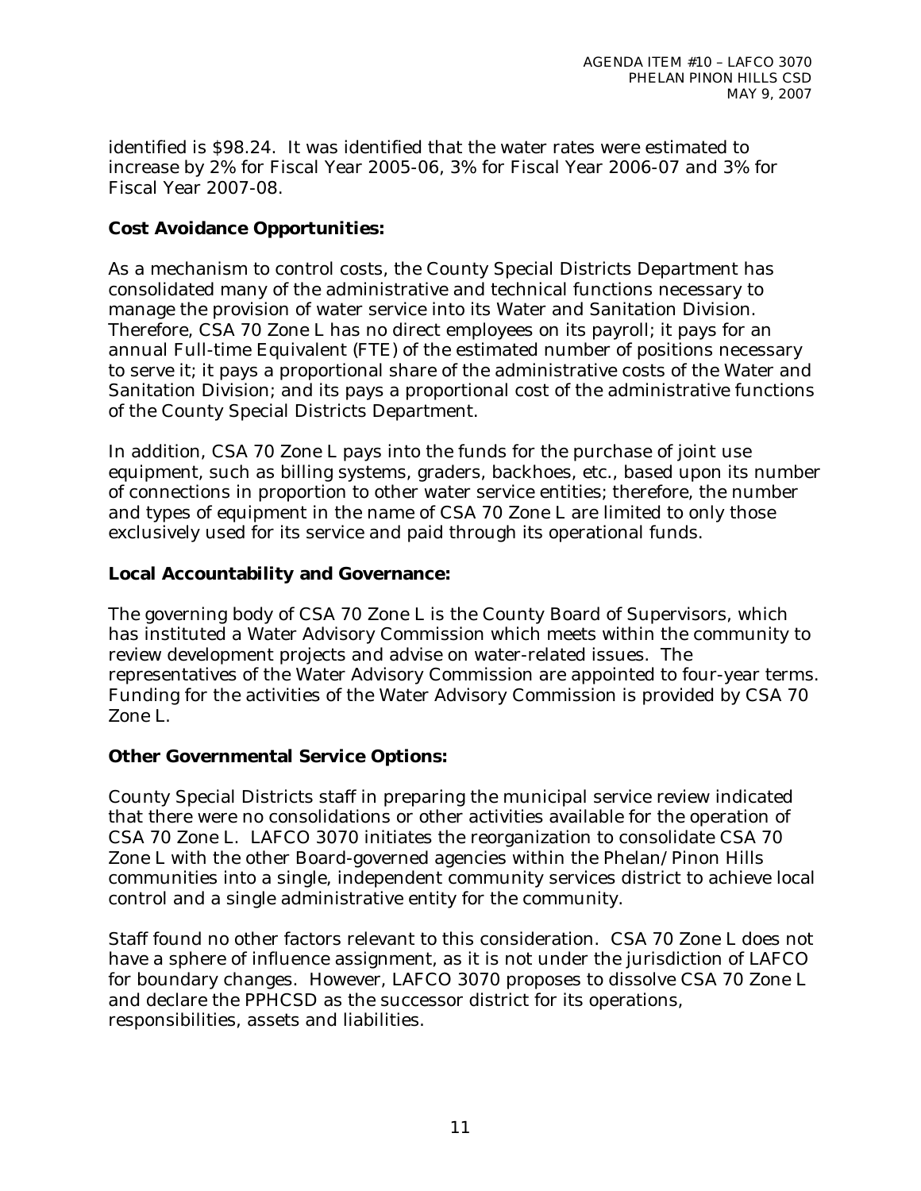identified is $98.24. It was identified that the water rates were estimated to increase by 2% for Fiscal Year 2005-06, 3% for Fiscal Year 2006-07 and 3% for Fiscal Year 2007-08.

**Cost Avoidance Opportunities:**

As a mechanism to control costs, the County Special Districts Department has consolidated many of the administrative and technical functions necessary to manage the provision of water service into its Water and Sanitation Division. Therefore, CSA 70 Zone L has no direct employees on its payroll; it pays for an annual Full-time Equivalent (FTE) of the estimated number of positions necessary to serve it; it pays a proportional share of the administrative costs of the Water and Sanitation Division; and its pays a proportional cost of the administrative functions of the County Special Districts Department.

In addition, CSA 70 Zone L pays into the funds for the purchase of joint use equipment, such as billing systems, graders, backhoes, etc., based upon its number of connections in proportion to other water service entities; therefore, the number and types of equipment in the name of CSA 70 Zone L are limited to only those exclusively used for its service and paid through its operational funds.

**Local Accountability and Governance:**

The governing body of CSA 70 Zone L is the County Board of Supervisors, which has instituted a Water Advisory Commission which meets within the community to review development projects and advise on water-related issues. The representatives of the Water Advisory Commission are appointed to four-year terms. Funding for the activities of the Water Advisory Commission is provided by CSA 70 Zone L.

**Other Governmental Service Options:**

County Special Districts staff in preparing the municipal service review indicated that there were no consolidations or other activities available for the operation of CSA 70 Zone L. LAFCO 3070 initiates the reorganization to consolidate CSA 70 Zone L with the other Board-governed agencies within the Phelan/Pinon Hills communities into a single, independent community services district to achieve local control and a single administrative entity for the community.

Staff found no other factors relevant to this consideration. CSA 70 Zone L does not have a sphere of influence assignment, as it is not under the jurisdiction of LAFCO for boundary changes. However, LAFCO 3070 proposes to dissolve CSA 70 Zone L and declare the PPHCSD as the successor district for its operations, responsibilities, assets and liabilities.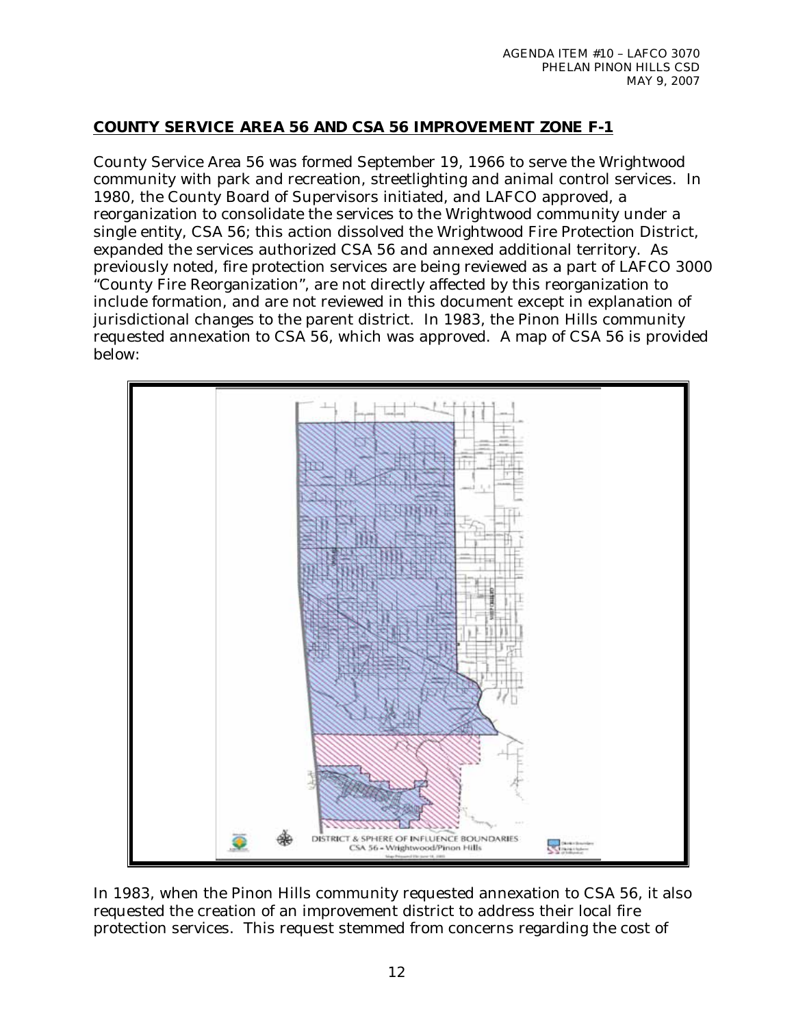## COUNTY SERVICE AREA 56 AND CSA 56 IMPROVEMENT ZONE F-1

County Service Area 56 was formed September 19, 1966 to serve the Wrightwood community with park and recreation, streetlighting and animal control services. In 1980, the County Board of Supervisors initiated, and LAFCO approved, a reorganization to consolidate the services to the Wrightwood community under a single entity, CSA 56; this action dissolved the Wrightwood Fire Protection District, expanded the services authorized CSA 56 and annexed additional territory. As previously noted, fire protection services are being reviewed as a part of LAFCO 3000 "County Fire Reorganization", are not directly affected by this reorganization to include formation, and are not reviewed in this document except in explanation of jurisdictional changes to the parent district. In 1983, the Pinon Hills community requested annexation to CSA 56, which was approved. A map of CSA 56 is provided below:

DISTRICT & SPHERE OF INFLUENCE BOUNDARIES
CSA 56 - Wrightwood/Pinon Hills

In 1983, when the Pinon Hills community requested annexation to CSA 56, it also requested the creation of an improvement district to address their local fire protection services. This request stemmed from concerns regarding the cost of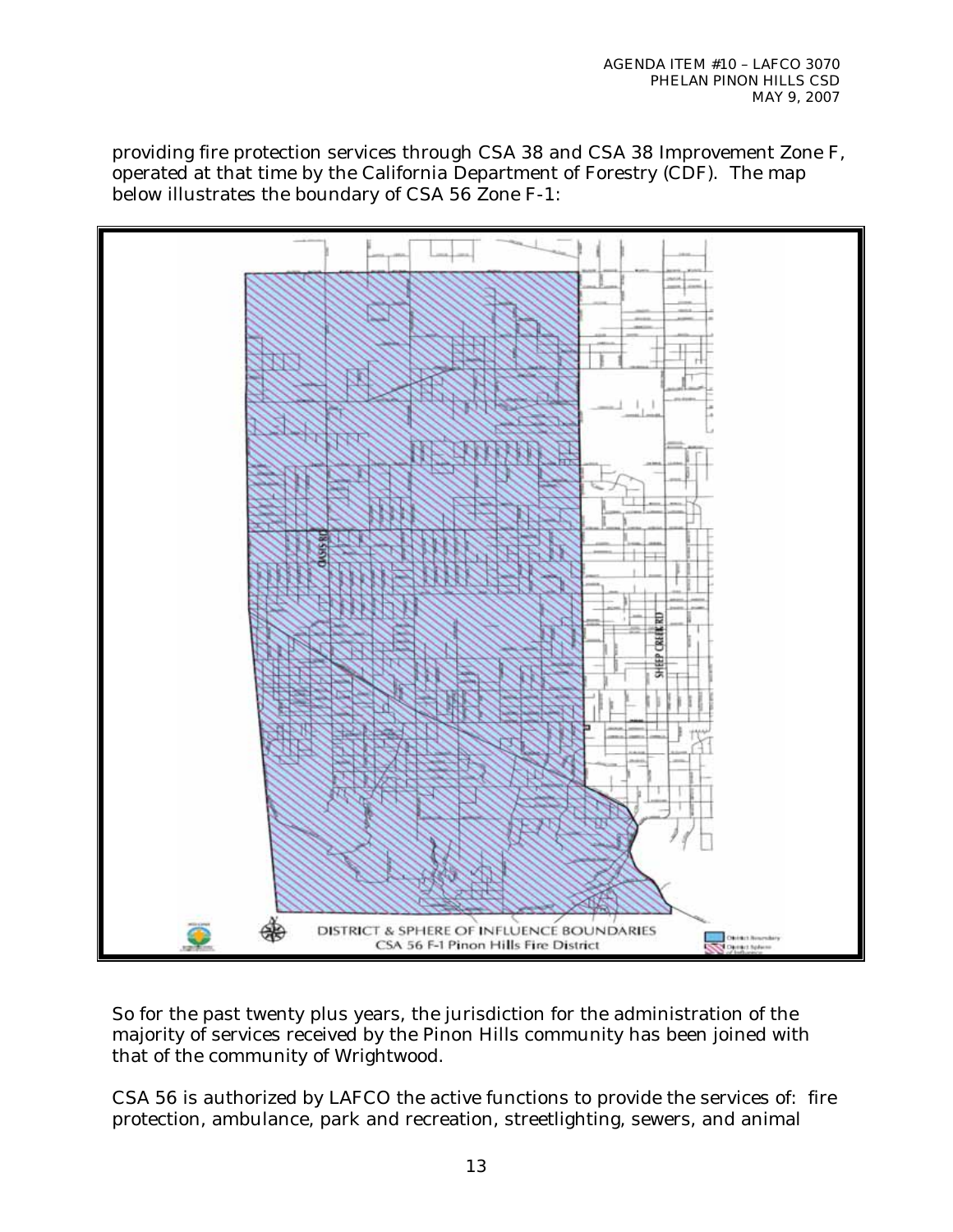providing fire protection services through CSA 38 and CSA 38 Improvement Zone F, operated at that time by the California Department of Forestry (CDF). The map below illustrates the boundary of CSA 56 Zone F-1:

DISTRICT & SPHERE OF INFLUENCE BOUNDARIES
CSA 56 F-1 Pinon Hills Fire District

So for the past twenty plus years, the jurisdiction for the administration of the majority of services received by the Pinon Hills community has been joined with that of the community of Wrightwood.

CSA 56 is authorized by LAFCO the active functions to provide the services of: fire protection, ambulance, park and recreation, streetlighting, sewers, and animal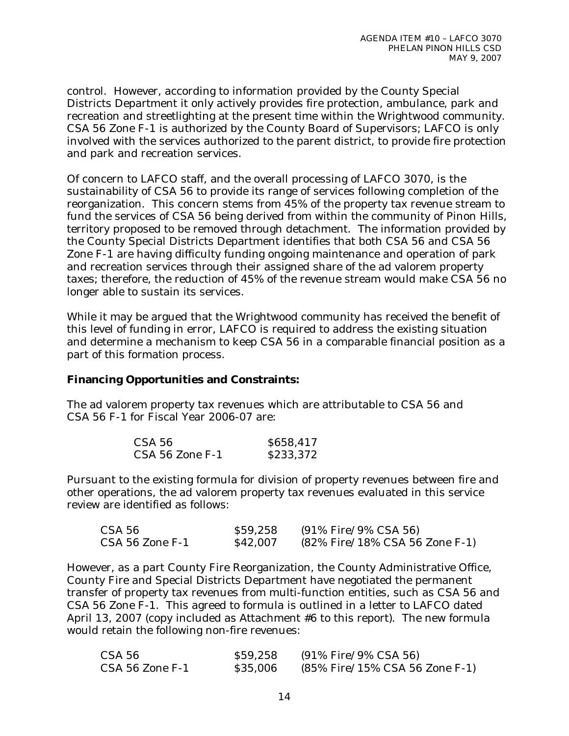control. However, according to information provided by the County Special Districts Department it only actively provides fire protection, ambulance, park and recreation and streetlighting at the present time within the Wrightwood community. CSA 56 Zone F-1 is authorized by the County Board of Supervisors; LAFCO is only involved with the services authorized to the parent district, to provide fire protection and park and recreation services.

Of concern to LAFCO staff, and the overall processing of LAFCO 3070, is the sustainability of CSA 56 to provide its range of services following completion of the reorganization. This concern stems from 45% of the property tax revenue stream to fund the services of CSA 56 being derived from within the community of Pinon Hills, territory proposed to be removed through detachment. The information provided by the County Special Districts Department identifies that both CSA 56 and CSA 56 Zone F-1 are having difficulty funding ongoing maintenance and operation of park and recreation services through their assigned share of the ad valorem property taxes; therefore, the reduction of 45% of the revenue stream would make CSA 56 no longer able to sustain its services.

While it may be argued that the Wrightwood community has received the benefit of this level of funding in error, LAFCO is required to address the existing situation and determine a mechanism to keep CSA 56 in a comparable financial position as a part of this formation process.

**Financing Opportunities and Constraints:**

The ad valorem property tax revenues which are attributable to CSA 56 and CSA 56 F-1 for Fiscal Year 2006-07 are:

| | |
|---|---|
| CSA 56 | \$658,417 |
| CSA 56 Zone F-1 | \$233,372 |

Pursuant to the existing formula for division of property revenues between fire and other operations, the ad valorem property tax revenues evaluated in this service review are identified as follows:

| | | |
|---|---|---|
| CSA 56 | \$59,258 | (91% Fire/9% CSA 56) |
| CSA 56 Zone F-1 | \$42,007 | (82% Fire/18% CSA 56 Zone F-1) |

However, as a part County Fire Reorganization, the County Administrative Office, County Fire and Special Districts Department have negotiated the permanent transfer of property tax revenues from multi-function entities, such as CSA 56 and CSA 56 Zone F-1. This agreed to formula is outlined in a letter to LAFCO dated April 13, 2007 (copy included as Attachment #6 to this report). The new formula would retain the following non-fire revenues:

| | | |
|---|---|---|
| CSA 56 | \$59,258 | (91% Fire/9% CSA 56) |
| CSA 56 Zone F-1 | \$35,006 | (85% Fire/15% CSA 56 Zone F-1) |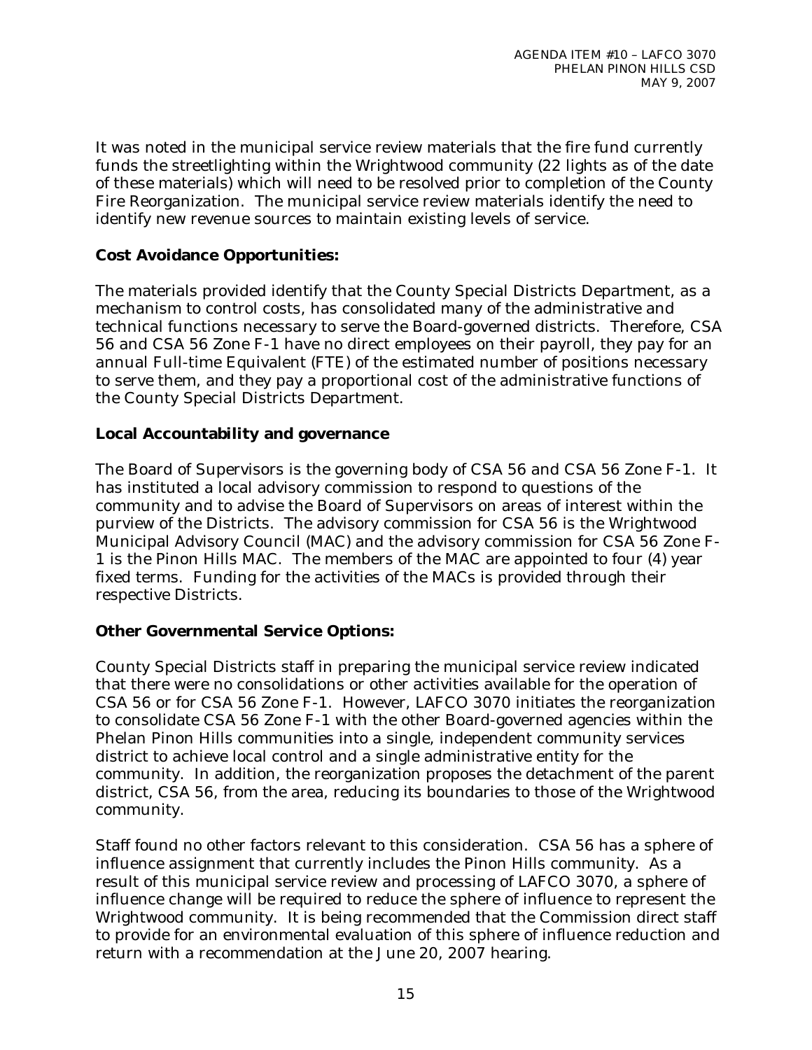It was noted in the municipal service review materials that the fire fund currently funds the streetlighting within the Wrightwood community (22 lights as of the date of these materials) which will need to be resolved prior to completion of the County Fire Reorganization. The municipal service review materials identify the need to identify new revenue sources to maintain existing levels of service.

**Cost Avoidance Opportunities:**

The materials provided identify that the County Special Districts Department, as a mechanism to control costs, has consolidated many of the administrative and technical functions necessary to serve the Board-governed districts. Therefore, CSA 56 and CSA 56 Zone F-1 have no direct employees on their payroll, they pay for an annual Full-time Equivalent (FTE) of the estimated number of positions necessary to serve them, and they pay a proportional cost of the administrative functions of the County Special Districts Department.

**Local Accountability and governance**

The Board of Supervisors is the governing body of CSA 56 and CSA 56 Zone F-1. It has instituted a local advisory commission to respond to questions of the community and to advise the Board of Supervisors on areas of interest within the purview of the Districts. The advisory commission for CSA 56 is the Wrightwood Municipal Advisory Council (MAC) and the advisory commission for CSA 56 Zone F-1 is the Pinon Hills MAC. The members of the MAC are appointed to four (4) year fixed terms. Funding for the activities of the MACs is provided through their respective Districts.

**Other Governmental Service Options:**

County Special Districts staff in preparing the municipal service review indicated that there were no consolidations or other activities available for the operation of CSA 56 or for CSA 56 Zone F-1. However, LAFCO 3070 initiates the reorganization to consolidate CSA 56 Zone F-1 with the other Board-governed agencies within the Phelan Pinon Hills communities into a single, independent community services district to achieve local control and a single administrative entity for the community. In addition, the reorganization proposes the detachment of the parent district, CSA 56, from the area, reducing its boundaries to those of the Wrightwood community.

Staff found no other factors relevant to this consideration. CSA 56 has a sphere of influence assignment that currently includes the Pinon Hills community. As a result of this municipal service review and processing of LAFCO 3070, a sphere of influence change will be required to reduce the sphere of influence to represent the Wrightwood community. It is being recommended that the Commission direct staff to provide for an environmental evaluation of this sphere of influence reduction and return with a recommendation at the June 20, 2007 hearing.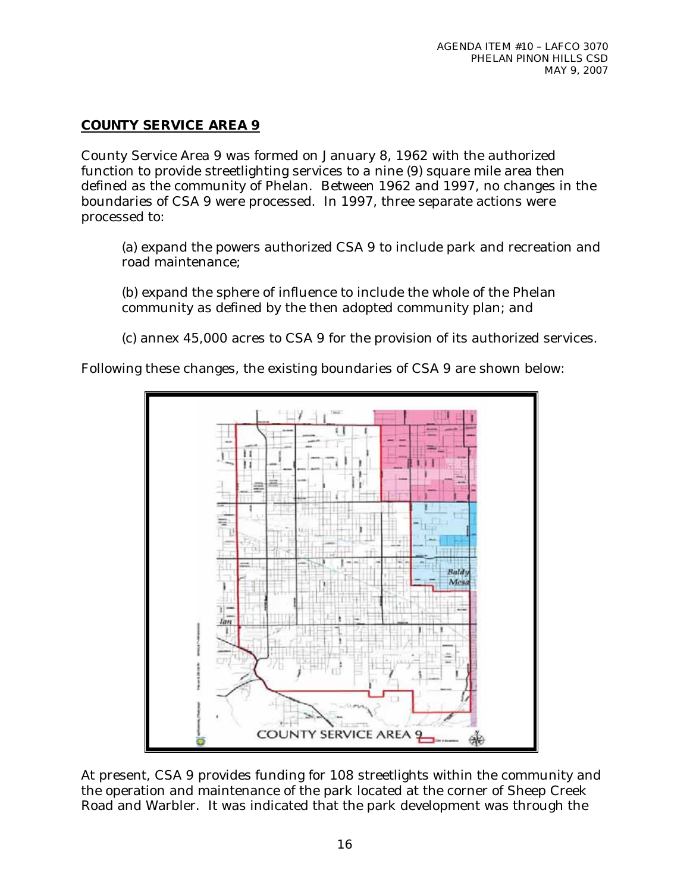## COUNTY SERVICE AREA 9

County Service Area 9 was formed on January 8, 1962 with the authorized function to provide streetlighting services to a nine (9) square mile area then defined as the community of Phelan. Between 1962 and 1997, no changes in the boundaries of CSA 9 were processed. In 1997, three separate actions were processed to:

(a) expand the powers authorized CSA 9 to include park and recreation and road maintenance;

(b) expand the sphere of influence to include the whole of the Phelan community as defined by the then adopted community plan; and

(c) annex 45,000 acres to CSA 9 for the provision of its authorized services.

Following these changes, the existing boundaries of CSA 9 are shown below:

At present, CSA 9 provides funding for 108 streetlights within the community and the operation and maintenance of the park located at the corner of Sheep Creek Road and Warbler. It was indicated that the park development was through the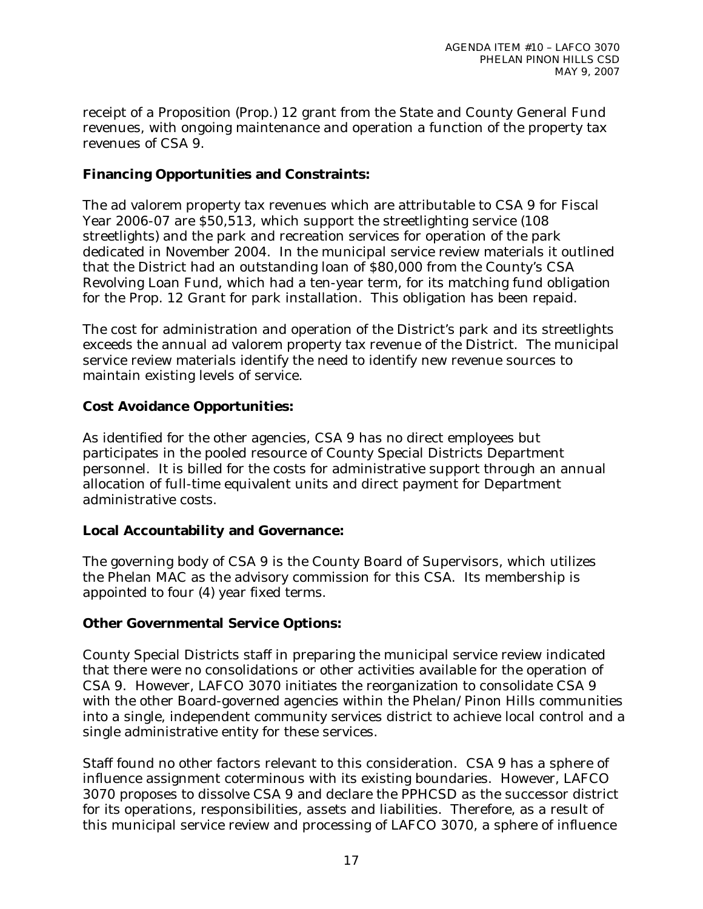receipt of a Proposition (Prop.) 12 grant from the State and County General Fund revenues, with ongoing maintenance and operation a function of the property tax revenues of CSA 9.

**Financing Opportunities and Constraints:**

The ad valorem property tax revenues which are attributable to CSA 9 for Fiscal Year 2006-07 are $50,513, which support the streetlighting service (108 streetlights) and the park and recreation services for operation of the park dedicated in November 2004. In the municipal service review materials it outlined that the District had an outstanding loan of $80,000 from the County's CSA Revolving Loan Fund, which had a ten-year term, for its matching fund obligation for the Prop. 12 Grant for park installation. This obligation has been repaid.

The cost for administration and operation of the District's park and its streetlights exceeds the annual ad valorem property tax revenue of the District. The municipal service review materials identify the need to identify new revenue sources to maintain existing levels of service.

**Cost Avoidance Opportunities:**

As identified for the other agencies, CSA 9 has no direct employees but participates in the pooled resource of County Special Districts Department personnel. It is billed for the costs for administrative support through an annual allocation of full-time equivalent units and direct payment for Department administrative costs.

**Local Accountability and Governance:**

The governing body of CSA 9 is the County Board of Supervisors, which utilizes the Phelan MAC as the advisory commission for this CSA. Its membership is appointed to four (4) year fixed terms.

**Other Governmental Service Options:**

County Special Districts staff in preparing the municipal service review indicated that there were no consolidations or other activities available for the operation of CSA 9. However, LAFCO 3070 initiates the reorganization to consolidate CSA 9 with the other Board-governed agencies within the Phelan/Pinon Hills communities into a single, independent community services district to achieve local control and a single administrative entity for these services.

Staff found no other factors relevant to this consideration. CSA 9 has a sphere of influence assignment coterminous with its existing boundaries. However, LAFCO 3070 proposes to dissolve CSA 9 and declare the PPHCSD as the successor district for its operations, responsibilities, assets and liabilities. Therefore, as a result of this municipal service review and processing of LAFCO 3070, a sphere of influence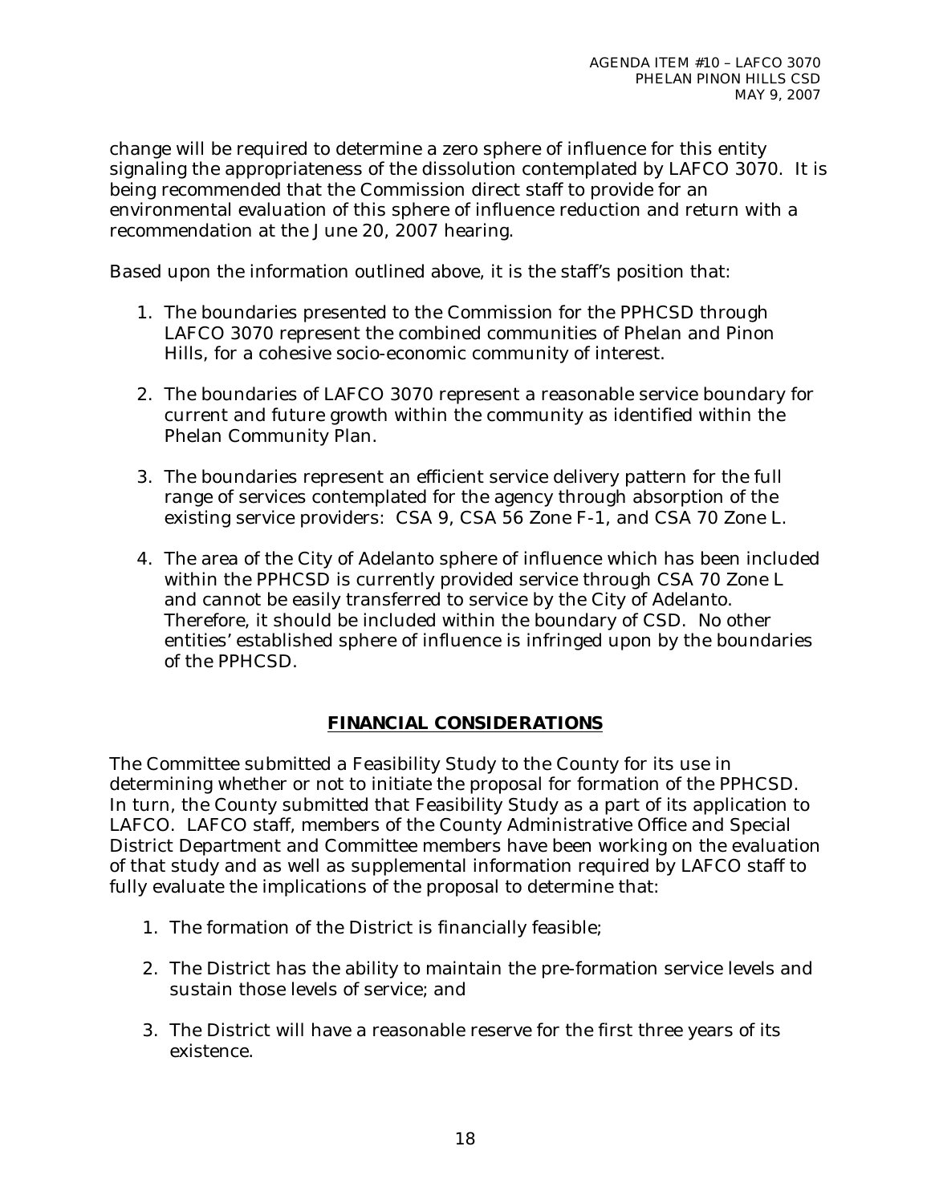change will be required to determine a zero sphere of influence for this entity signaling the appropriateness of the dissolution contemplated by LAFCO 3070. It is being recommended that the Commission direct staff to provide for an environmental evaluation of this sphere of influence reduction and return with a recommendation at the June 20, 2007 hearing.

Based upon the information outlined above, it is the staff's position that:

1. The boundaries presented to the Commission for the PPHCSD through LAFCO 3070 represent the combined communities of Phelan and Pinon Hills, for a cohesive socio-economic community of interest.

2. The boundaries of LAFCO 3070 represent a reasonable service boundary for current and future growth within the community as identified within the Phelan Community Plan.

3. The boundaries represent an efficient service delivery pattern for the full range of services contemplated for the agency through absorption of the existing service providers: CSA 9, CSA 56 Zone F-1, and CSA 70 Zone L.

4. The area of the City of Adelanto sphere of influence which has been included within the PPHCSD is currently provided service through CSA 70 Zone L and cannot be easily transferred to service by the City of Adelanto. Therefore, it should be included within the boundary of CSD. No other entities' established sphere of influence is infringed upon by the boundaries of the PPHCSD.

## FINANCIAL CONSIDERATIONS

The Committee submitted a Feasibility Study to the County for its use in determining whether or not to initiate the proposal for formation of the PPHCSD. In turn, the County submitted that Feasibility Study as a part of its application to LAFCO. LAFCO staff, members of the County Administrative Office and Special District Department and Committee members have been working on the evaluation of that study and as well as supplemental information required by LAFCO staff to fully evaluate the implications of the proposal to determine that:

1. The formation of the District is financially feasible;

2. The District has the ability to maintain the pre-formation service levels and sustain those levels of service; and

3. The District will have a reasonable reserve for the first three years of its existence.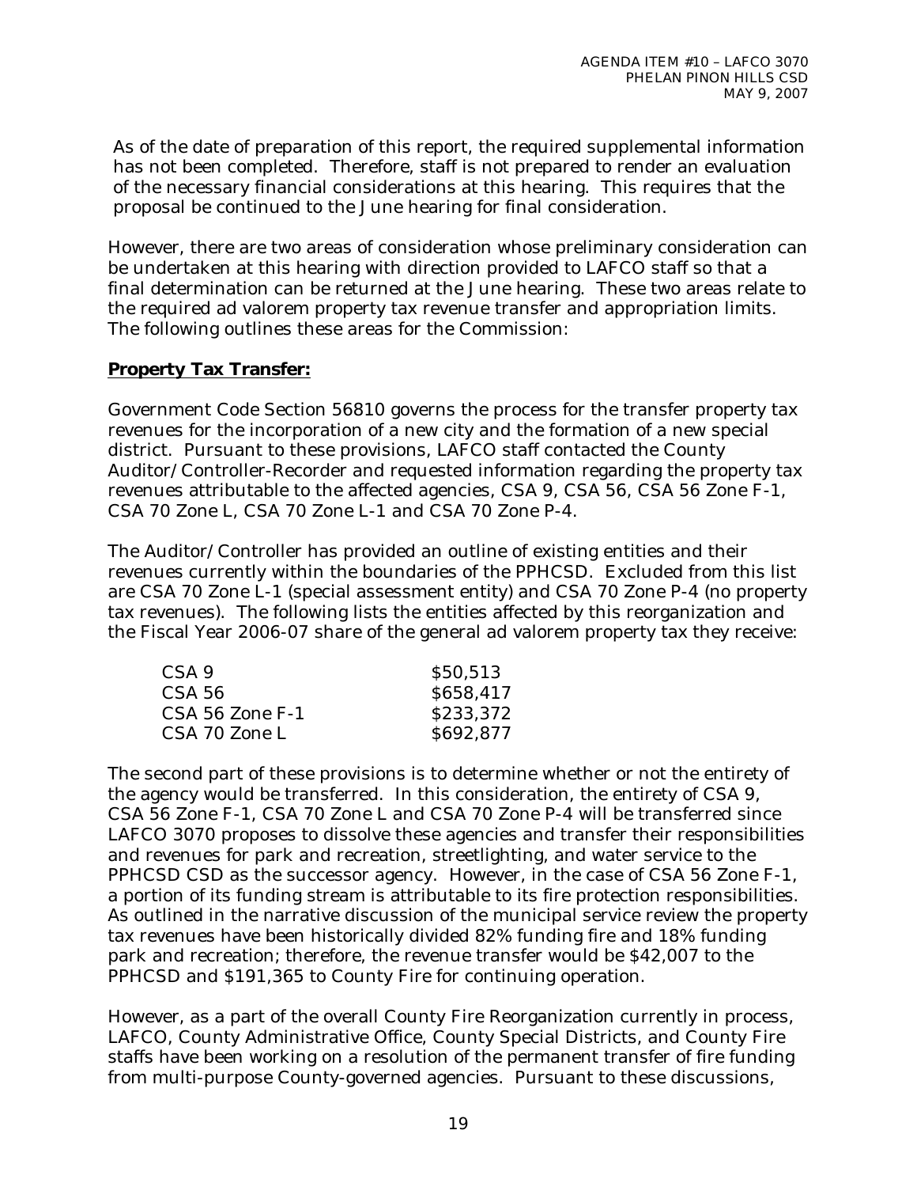As of the date of preparation of this report, the required supplemental information has not been completed. Therefore, staff is not prepared to render an evaluation of the necessary financial considerations at this hearing. This requires that the proposal be continued to the June hearing for final consideration.

However, there are two areas of consideration whose preliminary consideration can be undertaken at this hearing with direction provided to LAFCO staff so that a final determination can be returned at the June hearing. These two areas relate to the required ad valorem property tax revenue transfer and appropriation limits. The following outlines these areas for the Commission:

**Property Tax Transfer:**

Government Code Section 56810 governs the process for the transfer property tax revenues for the incorporation of a new city and the formation of a new special district. Pursuant to these provisions, LAFCO staff contacted the County Auditor/Controller-Recorder and requested information regarding the property tax revenues attributable to the affected agencies, CSA 9, CSA 56, CSA 56 Zone F-1, CSA 70 Zone L, CSA 70 Zone L-1 and CSA 70 Zone P-4.

The Auditor/Controller has provided an outline of existing entities and their revenues currently within the boundaries of the PPHCSD. Excluded from this list are CSA 70 Zone L-1 (special assessment entity) and CSA 70 Zone P-4 (no property tax revenues). The following lists the entities affected by this reorganization and the Fiscal Year 2006-07 share of the general ad valorem property tax they receive:

| | |
|---|---|
| CSA 9 | $50,513 |
| CSA 56 | $658,417 |
| CSA 56 Zone F-1 | $233,372 |
| CSA 70 Zone L | $692,877 |

The second part of these provisions is to determine whether or not the entirety of the agency would be transferred. In this consideration, the entirety of CSA 9, CSA 56 Zone F-1, CSA 70 Zone L and CSA 70 Zone P-4 will be transferred since LAFCO 3070 proposes to dissolve these agencies and transfer their responsibilities and revenues for park and recreation, streetlighting, and water service to the PPHCSD CSD as the successor agency. However, in the case of CSA 56 Zone F-1, a portion of its funding stream is attributable to its fire protection responsibilities. As outlined in the narrative discussion of the municipal service review the property tax revenues have been historically divided 82% funding fire and 18% funding park and recreation; therefore, the revenue transfer would be $42,007 to the PPHCSD and $191,365 to County Fire for continuing operation.

However, as a part of the overall County Fire Reorganization currently in process, LAFCO, County Administrative Office, County Special Districts, and County Fire staffs have been working on a resolution of the permanent transfer of fire funding from multi-purpose County-governed agencies. Pursuant to these discussions,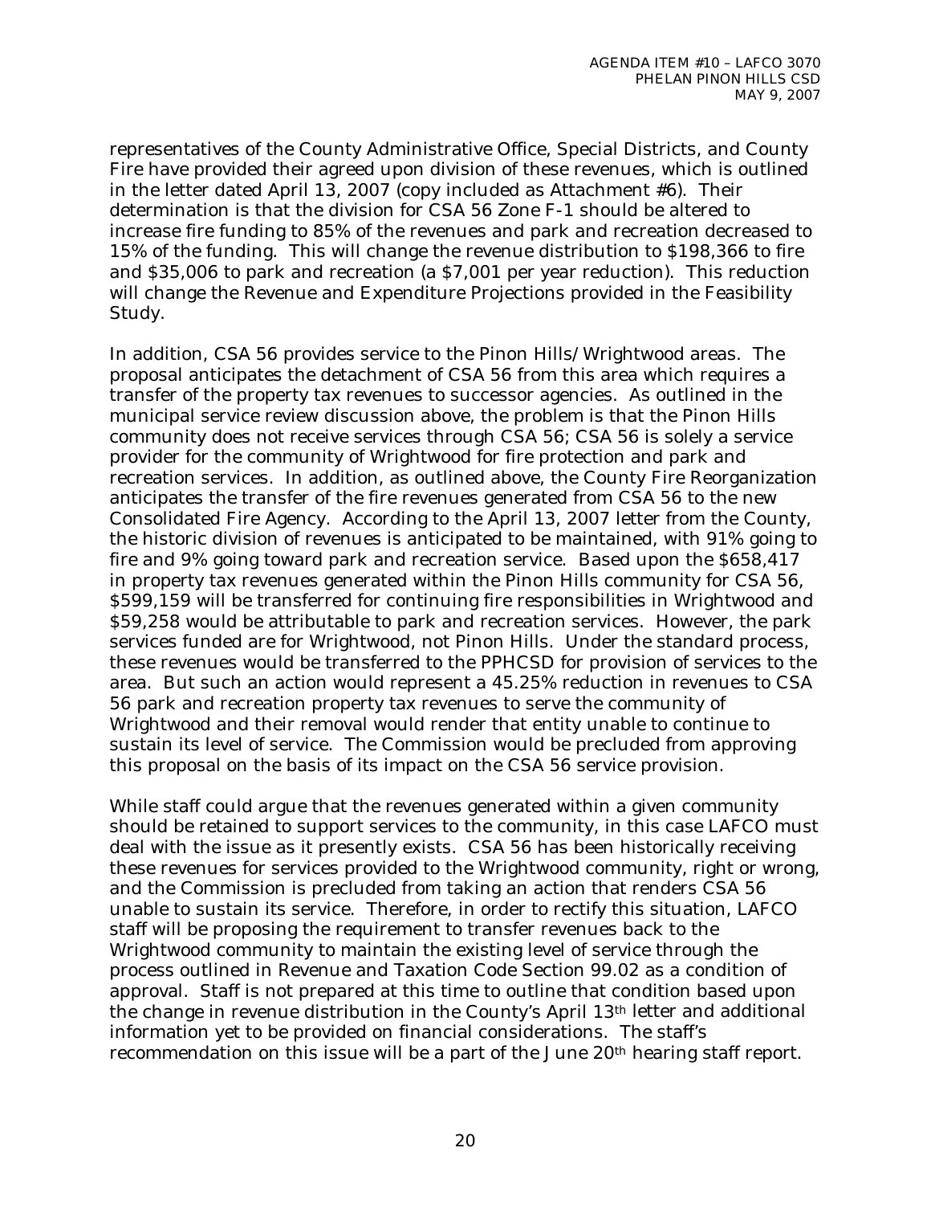representatives of the County Administrative Office, Special Districts, and County Fire have provided their agreed upon division of these revenues, which is outlined in the letter dated April 13, 2007 (copy included as Attachment #6). Their determination is that the division for CSA 56 Zone F-1 should be altered to increase fire funding to 85% of the revenues and park and recreation decreased to 15% of the funding. This will change the revenue distribution to $198,366 to fire and $35,006 to park and recreation (a $7,001 per year reduction). This reduction will change the Revenue and Expenditure Projections provided in the Feasibility Study.

In addition, CSA 56 provides service to the Pinon Hills/Wrightwood areas. The proposal anticipates the detachment of CSA 56 from this area which requires a transfer of the property tax revenues to successor agencies. As outlined in the municipal service review discussion above, the problem is that the Pinon Hills community does not receive services through CSA 56; CSA 56 is solely a service provider for the community of Wrightwood for fire protection and park and recreation services. In addition, as outlined above, the County Fire Reorganization anticipates the transfer of the fire revenues generated from CSA 56 to the new Consolidated Fire Agency. According to the April 13, 2007 letter from the County, the historic division of revenues is anticipated to be maintained, with 91% going to fire and 9% going toward park and recreation service. Based upon the $658,417 in property tax revenues generated within the Pinon Hills community for CSA 56, $599,159 will be transferred for continuing fire responsibilities in Wrightwood and $59,258 would be attributable to park and recreation services. However, the park services funded are for Wrightwood, not Pinon Hills. Under the standard process, these revenues would be transferred to the PPHCSD for provision of services to the area. But such an action would represent a 45.25% reduction in revenues to CSA 56 park and recreation property tax revenues to serve the community of Wrightwood and their removal would render that entity unable to continue to sustain its level of service. The Commission would be precluded from approving this proposal on the basis of its impact on the CSA 56 service provision.

While staff could argue that the revenues generated within a given community should be retained to support services to the community, in this case LAFCO must deal with the issue as it presently exists. CSA 56 has been historically receiving these revenues for services provided to the Wrightwood community, right or wrong, and the Commission is precluded from taking an action that renders CSA 56 unable to sustain its service. Therefore, in order to rectify this situation, LAFCO staff will be proposing the requirement to transfer revenues back to the Wrightwood community to maintain the existing level of service through the process outlined in Revenue and Taxation Code Section 99.02 as a condition of approval. Staff is not prepared at this time to outline that condition based upon the change in revenue distribution in the County's April 13th letter and additional information yet to be provided on financial considerations. The staff's recommendation on this issue will be a part of the June 20th hearing staff report.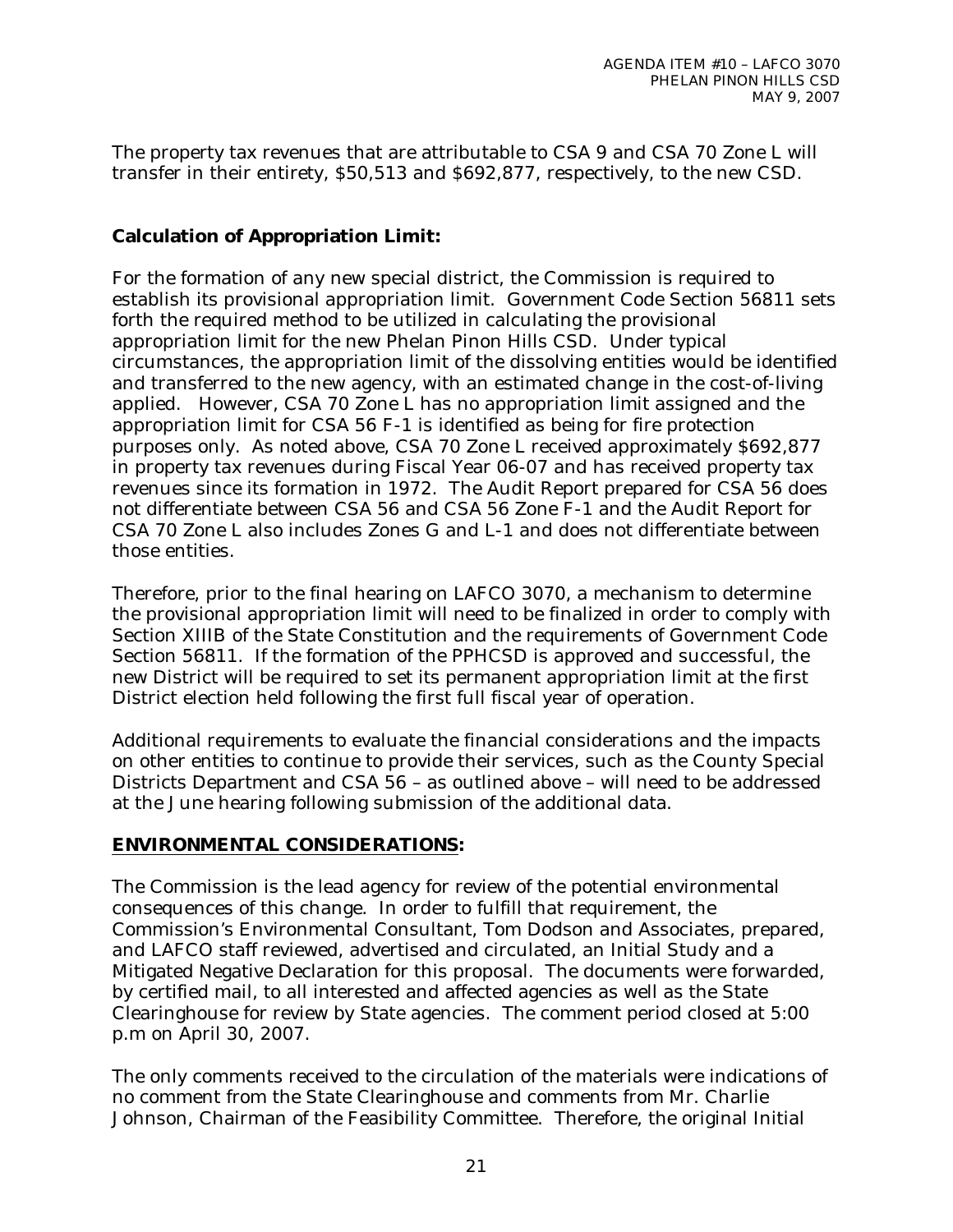The property tax revenues that are attributable to CSA 9 and CSA 70 Zone L will transfer in their entirety, $50,513 and $692,877, respectively, to the new CSD.

**Calculation of Appropriation Limit:**

For the formation of any new special district, the Commission is required to establish its provisional appropriation limit. Government Code Section 56811 sets forth the required method to be utilized in calculating the provisional appropriation limit for the new Phelan Pinon Hills CSD. Under typical circumstances, the appropriation limit of the dissolving entities would be identified and transferred to the new agency, with an estimated change in the cost-of-living applied. However, CSA 70 Zone L has no appropriation limit assigned and the appropriation limit for CSA 56 F-1 is identified as being for fire protection purposes only. As noted above, CSA 70 Zone L received approximately $692,877 in property tax revenues during Fiscal Year 06-07 and has received property tax revenues since its formation in 1972. The Audit Report prepared for CSA 56 does not differentiate between CSA 56 and CSA 56 Zone F-1 and the Audit Report for CSA 70 Zone L also includes Zones G and L-1 and does not differentiate between those entities.

Therefore, prior to the final hearing on LAFCO 3070, a mechanism to determine the provisional appropriation limit will need to be finalized in order to comply with Section XIIIB of the State Constitution and the requirements of Government Code Section 56811. If the formation of the PPHCSD is approved and successful, the new District will be required to set its permanent appropriation limit at the first District election held following the first full fiscal year of operation.

Additional requirements to evaluate the financial considerations and the impacts on other entities to continue to provide their services, such as the County Special Districts Department and CSA 56 – as outlined above – will need to be addressed at the June hearing following submission of the additional data.

## ENVIRONMENTAL CONSIDERATIONS:

The Commission is the lead agency for review of the potential environmental consequences of this change. In order to fulfill that requirement, the Commission's Environmental Consultant, Tom Dodson and Associates, prepared, and LAFCO staff reviewed, advertised and circulated, an Initial Study and a Mitigated Negative Declaration for this proposal. The documents were forwarded, by certified mail, to all interested and affected agencies as well as the State Clearinghouse for review by State agencies. The comment period closed at 5:00 p.m on April 30, 2007.

The only comments received to the circulation of the materials were indications of no comment from the State Clearinghouse and comments from Mr. Charlie Johnson, Chairman of the Feasibility Committee. Therefore, the original Initial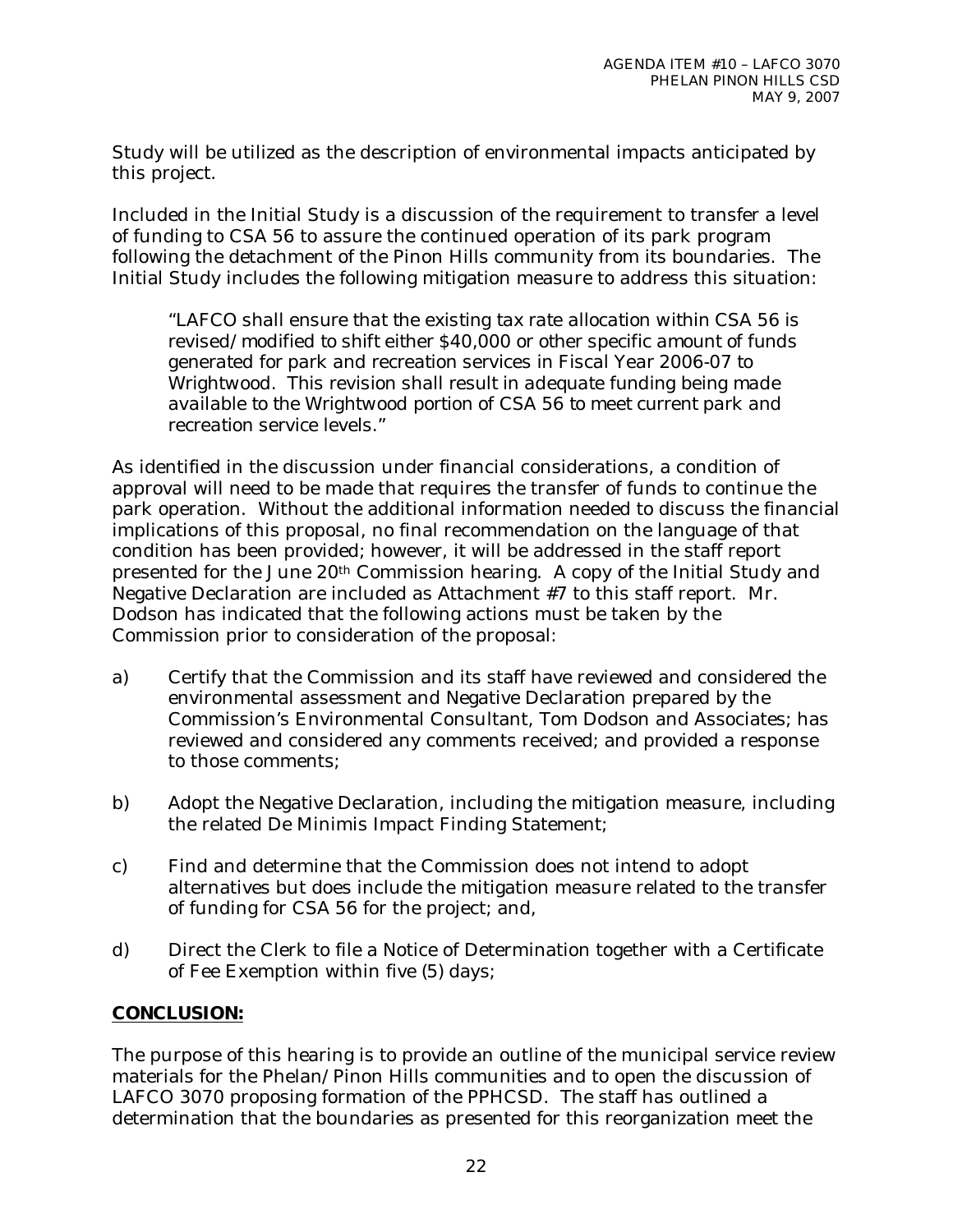Study will be utilized as the description of environmental impacts anticipated by this project.

Included in the Initial Study is a discussion of the requirement to transfer a level of funding to CSA 56 to assure the continued operation of its park program following the detachment of the Pinon Hills community from its boundaries. The Initial Study includes the following mitigation measure to address this situation:

> "LAFCO shall ensure that the existing tax rate allocation within CSA 56 is revised/modified to shift either $40,000 or other specific amount of funds generated for park and recreation services in Fiscal Year 2006-07 to Wrightwood. This revision shall result in adequate funding being made available to the Wrightwood portion of CSA 56 to meet current park and recreation service levels."

As identified in the discussion under financial considerations, a condition of approval will need to be made that requires the transfer of funds to continue the park operation. Without the additional information needed to discuss the financial implications of this proposal, no final recommendation on the language of that condition has been provided; however, it will be addressed in the staff report presented for the June 20th Commission hearing. A copy of the Initial Study and Negative Declaration are included as Attachment #7 to this staff report. Mr. Dodson has indicated that the following actions must be taken by the Commission prior to consideration of the proposal:

a) Certify that the Commission and its staff have reviewed and considered the environmental assessment and Negative Declaration prepared by the Commission's Environmental Consultant, Tom Dodson and Associates; has reviewed and considered any comments received; and provided a response to those comments;

b) Adopt the Negative Declaration, including the mitigation measure, including the related De Minimis Impact Finding Statement;

c) Find and determine that the Commission does not intend to adopt alternatives but does include the mitigation measure related to the transfer of funding for CSA 56 for the project; and,

d) Direct the Clerk to file a Notice of Determination together with a Certificate of Fee Exemption within five (5) days;

**CONCLUSION:**

The purpose of this hearing is to provide an outline of the municipal service review materials for the Phelan/Pinon Hills communities and to open the discussion of LAFCO 3070 proposing formation of the PPHCSD. The staff has outlined a determination that the boundaries as presented for this reorganization meet the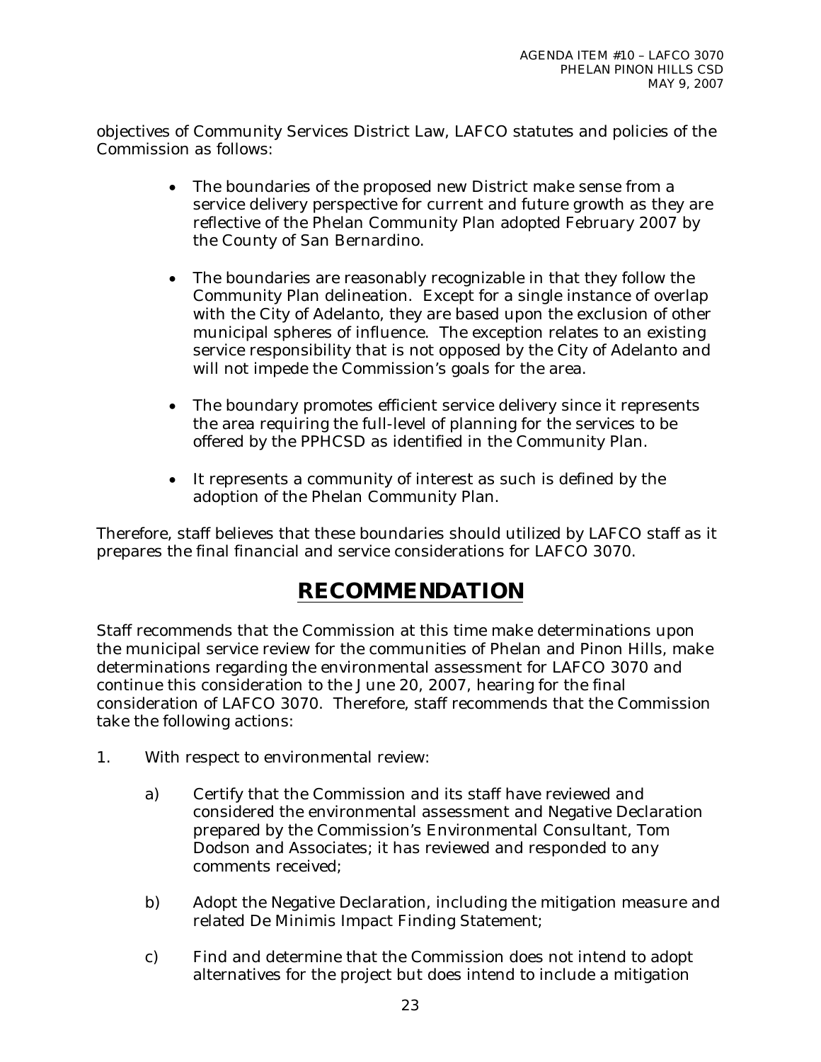objectives of Community Services District Law, LAFCO statutes and policies of the Commission as follows:

- The boundaries of the proposed new District make sense from a service delivery perspective for current and future growth as they are reflective of the Phelan Community Plan adopted February 2007 by the County of San Bernardino.

- The boundaries are reasonably recognizable in that they follow the Community Plan delineation. Except for a single instance of overlap with the City of Adelanto, they are based upon the exclusion of other municipal spheres of influence. The exception relates to an existing service responsibility that is not opposed by the City of Adelanto and will not impede the Commission's goals for the area.

- The boundary promotes efficient service delivery since it represents the area requiring the full-level of planning for the services to be offered by the PPHCSD as identified in the Community Plan.

- It represents a community of interest as such is defined by the adoption of the Phelan Community Plan.

Therefore, staff believes that these boundaries should utilized by LAFCO staff as it prepares the final financial and service considerations for LAFCO 3070.

# RECOMMENDATION

Staff recommends that the Commission at this time make determinations upon the municipal service review for the communities of Phelan and Pinon Hills, make determinations regarding the environmental assessment for LAFCO 3070 and continue this consideration to the June 20, 2007, hearing for the final consideration of LAFCO 3070. Therefore, staff recommends that the Commission take the following actions:

1. With respect to environmental review:

   a) Certify that the Commission and its staff have reviewed and considered the environmental assessment and Negative Declaration prepared by the Commission's Environmental Consultant, Tom Dodson and Associates; it has reviewed and responded to any comments received;

   b) Adopt the Negative Declaration, including the mitigation measure and related De Minimis Impact Finding Statement;

   c) Find and determine that the Commission does not intend to adopt alternatives for the project but does intend to include a mitigation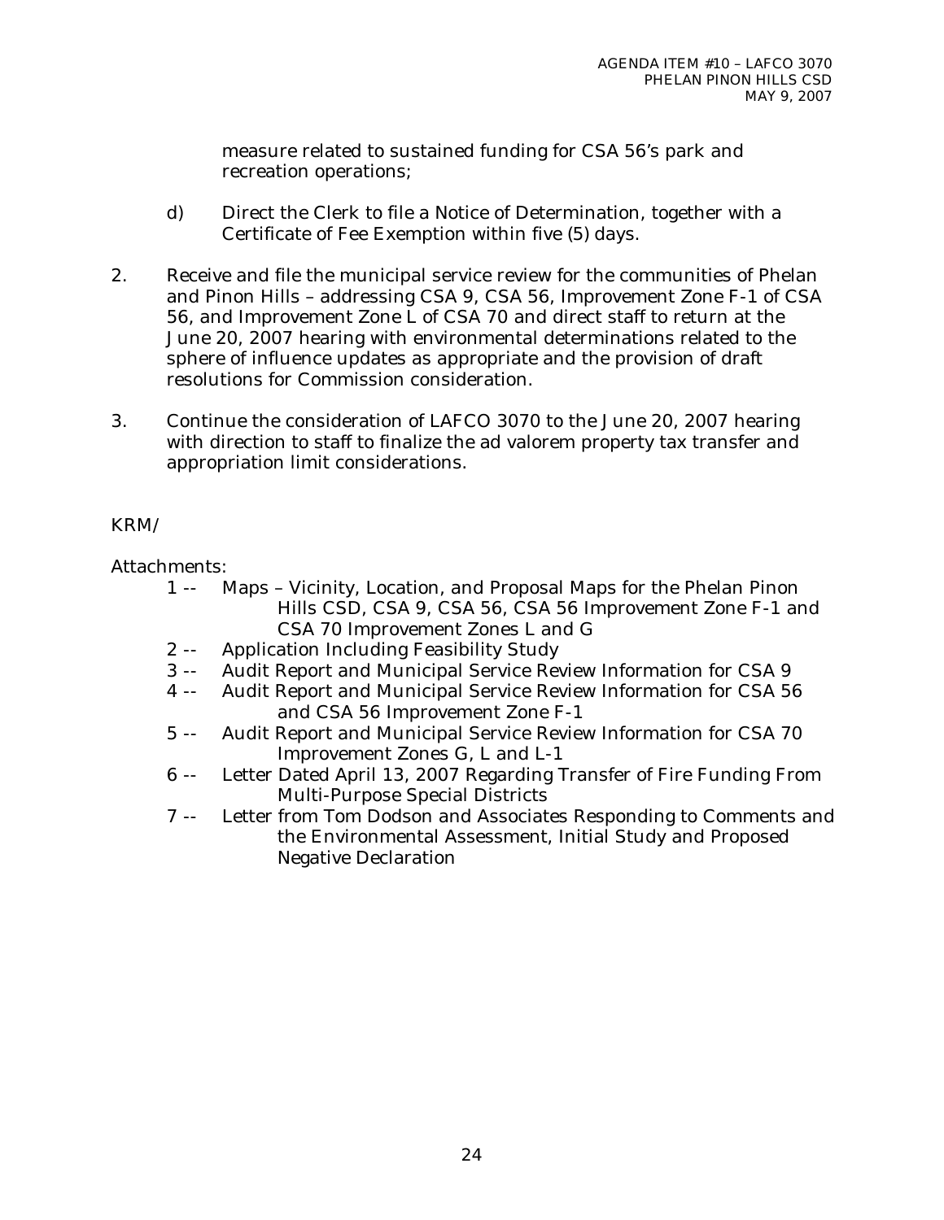measure related to sustained funding for CSA 56's park and recreation operations;

d) Direct the Clerk to file a Notice of Determination, together with a Certificate of Fee Exemption within five (5) days.

2. Receive and file the municipal service review for the communities of Phelan and Pinon Hills – addressing CSA 9, CSA 56, Improvement Zone F-1 of CSA 56, and Improvement Zone L of CSA 70 and direct staff to return at the June 20, 2007 hearing with environmental determinations related to the sphere of influence updates as appropriate and the provision of draft resolutions for Commission consideration.

3. Continue the consideration of LAFCO 3070 to the June 20, 2007 hearing with direction to staff to finalize the ad valorem property tax transfer and appropriation limit considerations.

KRM/

Attachments:

1 -- Maps – Vicinity, Location, and Proposal Maps for the Phelan Pinon Hills CSD, CSA 9, CSA 56, CSA 56 Improvement Zone F-1 and CSA 70 Improvement Zones L and G
2 -- Application Including Feasibility Study
3 -- Audit Report and Municipal Service Review Information for CSA 9
4 -- Audit Report and Municipal Service Review Information for CSA 56 and CSA 56 Improvement Zone F-1
5 -- Audit Report and Municipal Service Review Information for CSA 70 Improvement Zones G, L and L-1
6 -- Letter Dated April 13, 2007 Regarding Transfer of Fire Funding From Multi-Purpose Special Districts
7 -- Letter from Tom Dodson and Associates Responding to Comments and the Environmental Assessment, Initial Study and Proposed Negative Declaration